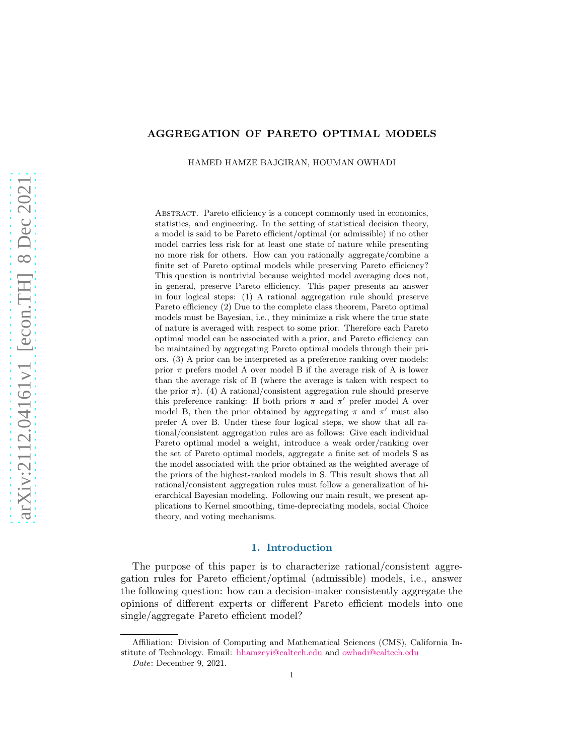# AGGREGATION OF PARETO OPTIMAL MODELS

HAMED HAMZE BAJGIRAN, HOUMAN OWHADI

Abstract. Pareto efficiency is a concept commonly used in economics, statistics, and engineering. In the setting of statistical decision theory, a model is said to be Pareto efficient/optimal (or admissible) if no other model carries less risk for at least one state of nature while presenting no more risk for others. How can you rationally aggregate/combine a finite set of Pareto optimal models while preserving Pareto efficiency? This question is nontrivial because weighted model averaging does not, in general, preserve Pareto efficiency. This paper presents an answer in four logical steps: (1) A rational aggregation rule should preserve Pareto efficiency (2) Due to the complete class theorem, Pareto optimal models must be Bayesian, i.e., they minimize a risk where the true state of nature is averaged with respect to some prior. Therefore each Pareto optimal model can be associated with a prior, and Pareto efficiency can be maintained by aggregating Pareto optimal models through their priors. (3) A prior can be interpreted as a preference ranking over models: prior $\pi$ prefers model A over model B if the average risk of A is lower than the average risk of B (where the average is taken with respect to the prior $\pi$). (4) A rational/consistent aggregation rule should preserve this preference ranking: If both priors $\pi$ and $\pi'$ prefer model A over model B, then the prior obtained by aggregating $\pi$ and $\pi'$ must also prefer A over B. Under these four logical steps, we show that all rational/consistent aggregation rules are as follows: Give each individual Pareto optimal model a weight, introduce a weak order/ranking over the set of Pareto optimal models, aggregate a finite set of models S as the model associated with the prior obtained as the weighted average of the priors of the highest-ranked models in S. This result shows that all rational/consistent aggregation rules must follow a generalization of hierarchical Bayesian modeling. Following our main result, we present applications to Kernel smoothing, time-depreciating models, social Choice theory, and voting mechanisms.

## 1. Introduction

The purpose of this paper is to characterize rational/consistent aggregation rules for Pareto efficient/optimal (admissible) models, i.e., answer the following question: how can a decision-maker consistently aggregate the opinions of different experts or different Pareto efficient models into one single/aggregate Pareto efficient model?

---

Affiliation: Division of Computing and Mathematical Sciences (CMS), California Institute of Technology. Email: hhamzeyi@caltech.edu and owhadi@caltech.edu

*Date*: December 9, 2021.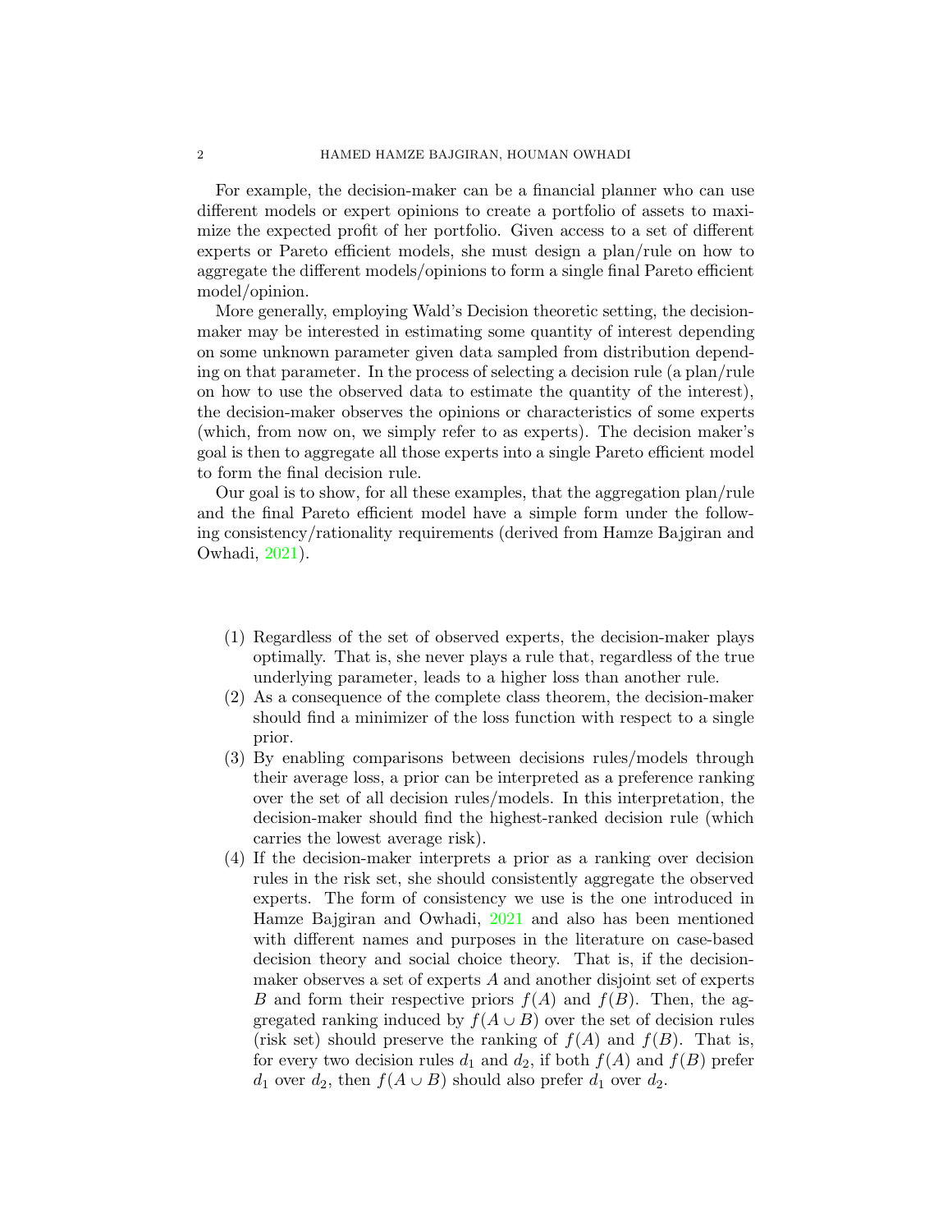For example, the decision-maker can be a financial planner who can use different models or expert opinions to create a portfolio of assets to maximize the expected profit of her portfolio. Given access to a set of different experts or Pareto efficient models, she must design a plan/rule on how to aggregate the different models/opinions to form a single final Pareto efficient model/opinion.

More generally, employing Wald's Decision theoretic setting, the decision-maker may be interested in estimating some quantity of interest depending on some unknown parameter given data sampled from distribution depending on that parameter. In the process of selecting a decision rule (a plan/rule on how to use the observed data to estimate the quantity of the interest), the decision-maker observes the opinions or characteristics of some experts (which, from now on, we simply refer to as experts). The decision maker's goal is then to aggregate all those experts into a single Pareto efficient model to form the final decision rule.

Our goal is to show, for all these examples, that the aggregation plan/rule and the final Pareto efficient model have a simple form under the following consistency/rationality requirements (derived from Hamze Bajgiran and Owhadi, 2021).

1. Regardless of the set of observed experts, the decision-maker plays optimally. That is, she never plays a rule that, regardless of the true underlying parameter, leads to a higher loss than another rule.
2. As a consequence of the complete class theorem, the decision-maker should find a minimizer of the loss function with respect to a single prior.
3. By enabling comparisons between decisions rules/models through their average loss, a prior can be interpreted as a preference ranking over the set of all decision rules/models. In this interpretation, the decision-maker should find the highest-ranked decision rule (which carries the lowest average risk).
4. If the decision-maker interprets a prior as a ranking over decision rules in the risk set, she should consistently aggregate the observed experts. The form of consistency we use is the one introduced in Hamze Bajgiran and Owhadi, 2021 and also has been mentioned with different names and purposes in the literature on case-based decision theory and social choice theory. That is, if the decision-maker observes a set of experts $A$ and another disjoint set of experts $B$ and form their respective priors $f(A)$ and $f(B)$. Then, the aggregated ranking induced by $f(A \cup B)$ over the set of decision rules (risk set) should preserve the ranking of $f(A)$ and $f(B)$. That is, for every two decision rules $d_1$ and $d_2$, if both $f(A)$ and $f(B)$ prefer $d_1$ over $d_2$, then $f(A \cup B)$ should also prefer $d_1$ over $d_2$.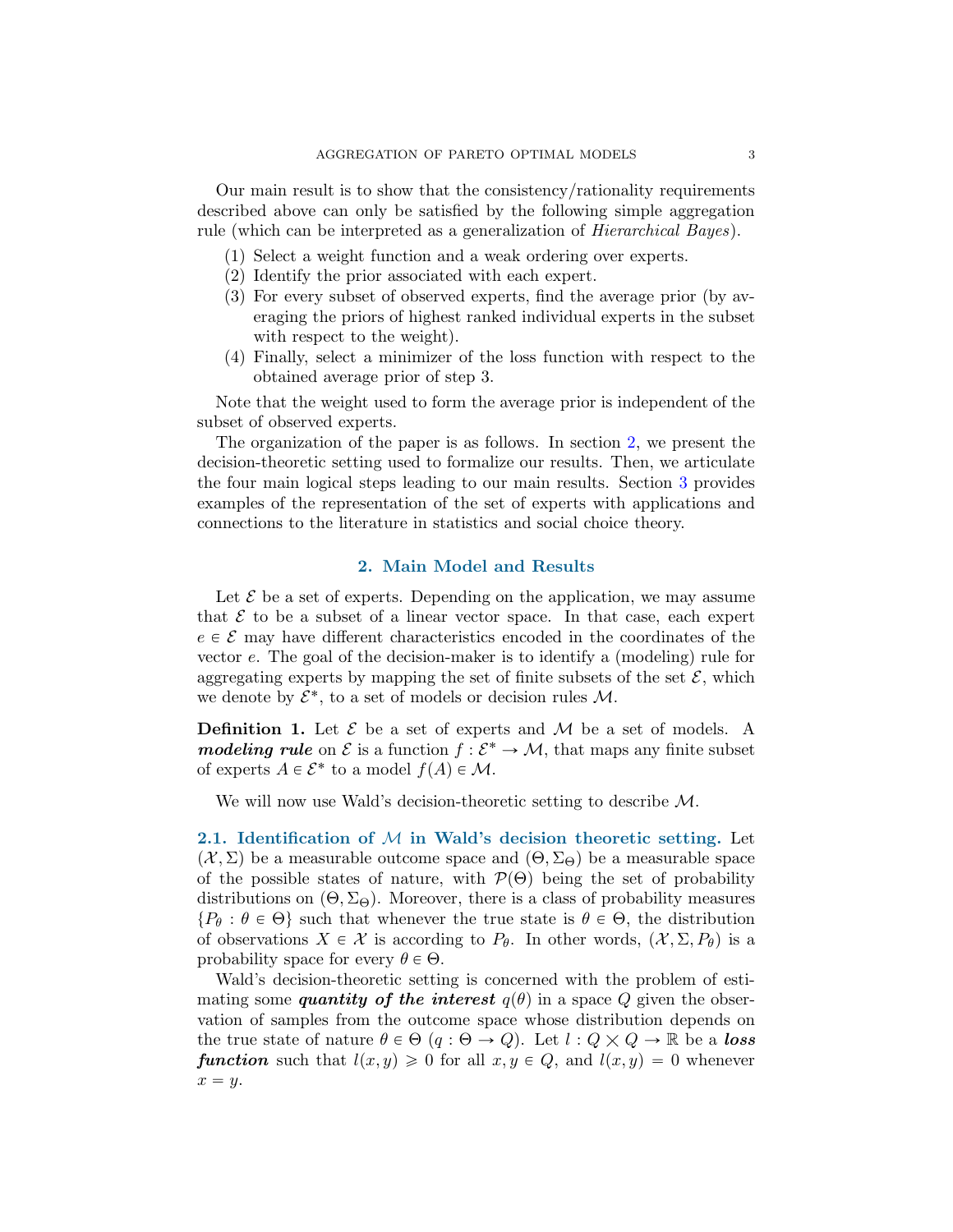Our main result is to show that the consistency/rationality requirements described above can only be satisfied by the following simple aggregation rule (which can be interpreted as a generalization of *Hierarchical Bayes*).

1. Select a weight function and a weak ordering over experts.
2. Identify the prior associated with each expert.
3. For every subset of observed experts, find the average prior (by averaging the priors of highest ranked individual experts in the subset with respect to the weight).
4. Finally, select a minimizer of the loss function with respect to the obtained average prior of step 3.

Note that the weight used to form the average prior is independent of the subset of observed experts.

The organization of the paper is as follows. In section 2, we present the decision-theoretic setting used to formalize our results. Then, we articulate the four main logical steps leading to our main results. Section 3 provides examples of the representation of the set of experts with applications and connections to the literature in statistics and social choice theory.

## 2. Main Model and Results

Let $\mathcal{E}$ be a set of experts. Depending on the application, we may assume that $\mathcal{E}$ to be a subset of a linear vector space. In that case, each expert $e \in \mathcal{E}$ may have different characteristics encoded in the coordinates of the vector $e$. The goal of the decision-maker is to identify a (modeling) rule for aggregating experts by mapping the set of finite subsets of the set $\mathcal{E}$, which we denote by $\mathcal{E}^*$, to a set of models or decision rules $\mathcal{M}$.

**Definition 1.** Let $\mathcal{E}$ be a set of experts and $\mathcal{M}$ be a set of models. A ***modeling rule*** on $\mathcal{E}$ is a function $f : \mathcal{E}^* \to \mathcal{M}$, that maps any finite subset of experts $A \in \mathcal{E}^*$ to a model $f(A) \in \mathcal{M}$.

We will now use Wald's decision-theoretic setting to describe $\mathcal{M}$.

### 2.1. Identification of $\mathcal{M}$ in Wald's decision theoretic setting.

Let $(\mathcal{X}, \Sigma)$ be a measurable outcome space and $(\Theta, \Sigma_\Theta)$ be a measurable space of the possible states of nature, with $\mathcal{P}(\Theta)$ being the set of probability distributions on $(\Theta, \Sigma_\Theta)$. Moreover, there is a class of probability measures $\{P_\theta : \theta \in \Theta\}$ such that whenever the true state is $\theta \in \Theta$, the distribution of observations $X \in \mathcal{X}$ is according to $P_\theta$. In other words, $(\mathcal{X}, \Sigma, P_\theta)$ is a probability space for every $\theta \in \Theta$.

Wald's decision-theoretic setting is concerned with the problem of estimating some ***quantity of the interest*** $q(\theta)$ in a space $Q$ given the observation of samples from the outcome space whose distribution depends on the true state of nature $\theta \in \Theta$ ($q : \Theta \to Q$). Let $l : Q \times Q \to \mathbb{R}$ be a ***loss function*** such that $l(x, y) \geqslant 0$ for all $x, y \in Q$, and $l(x, y) = 0$ whenever $x = y$.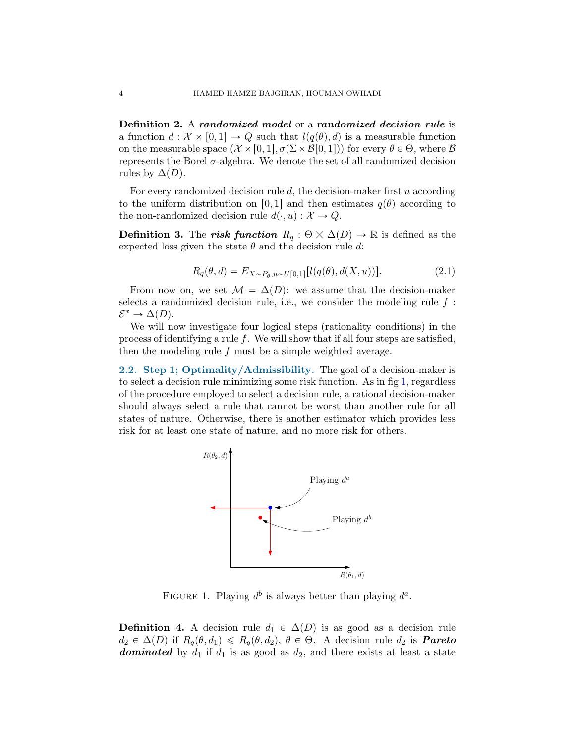**Definition 2.** A ***randomized model*** or a ***randomized decision rule*** is a function $d : \mathcal{X} \times [0,1] \to Q$ such that $l(q(\theta), d)$ is a measurable function on the measurable space $(\mathcal{X} \times [0,1], \sigma(\Sigma \times \mathcal{B}[0,1]))$ for every $\theta \in \Theta$, where $\mathcal{B}$ represents the Borel $\sigma$-algebra. We denote the set of all randomized decision rules by $\Delta(D)$.

For every randomized decision rule $d$, the decision-maker first $u$ according to the uniform distribution on $[0,1]$ and then estimates $q(\theta)$ according to the non-randomized decision rule $d(\cdot, u) : \mathcal{X} \to Q$.

**Definition 3.** The ***risk function*** $R_q : \Theta \times \Delta(D) \to \mathbb{R}$ is defined as the expected loss given the state $\theta$ and the decision rule $d$:

$$R_q(\theta, d) = E_{X \sim P_\theta, u \sim U[0,1]}[l(q(\theta), d(X, u))]. \tag{2.1}$$

From now on, we set $\mathcal{M} = \Delta(D)$: we assume that the decision-maker selects a randomized decision rule, i.e., we consider the modeling rule $f : \mathcal{E}^* \to \Delta(D)$.

We will now investigate four logical steps (rationality conditions) in the process of identifying a rule $f$. We will show that if all four steps are satisfied, then the modeling rule $f$ must be a simple weighted average.

### 2.2. Step 1; Optimality/Admissibility.

The goal of a decision-maker is to select a decision rule minimizing some risk function. As in fig 1, regardless of the procedure employed to select a decision rule, a rational decision-maker should always select a rule that cannot be worst than another rule for all states of nature. Otherwise, there is another estimator which provides less risk for at least one state of nature, and no more risk for others.

Figure 1. Playing $d^b$ is always better than playing $d^a$.

**Definition 4.** A decision rule $d_1 \in \Delta(D)$ is as good as a decision rule $d_2 \in \Delta(D)$ if $R_q(\theta, d_1) \leqslant R_q(\theta, d_2)$, $\theta \in \Theta$. A decision rule $d_2$ is ***Pareto dominated*** by $d_1$ if $d_1$ is as good as $d_2$, and there exists at least a state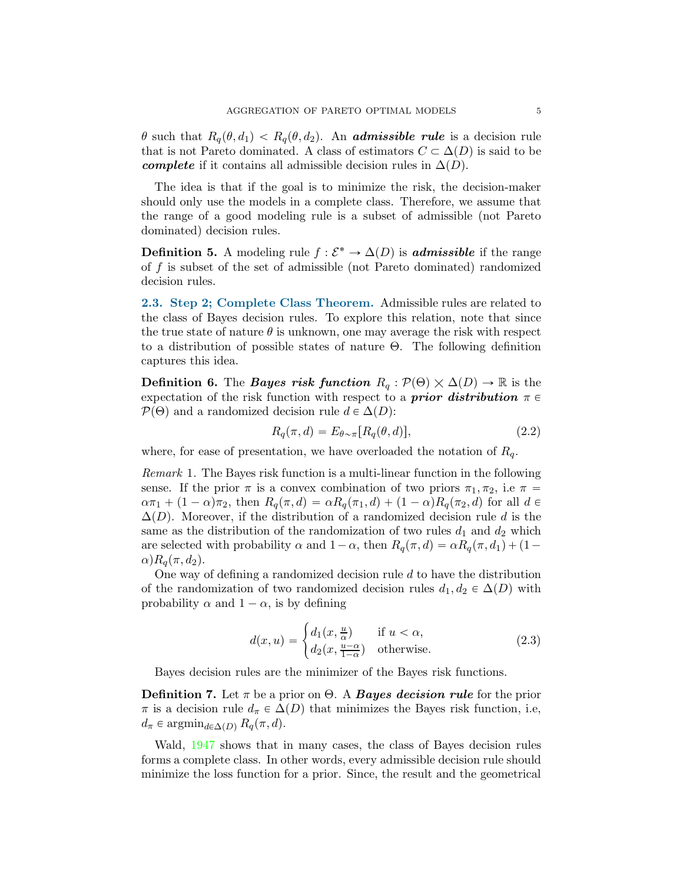$\theta$ such that $R_q(\theta, d_1) < R_q(\theta, d_2)$. An ***admissible rule*** is a decision rule that is not Pareto dominated. A class of estimators $C \subset \Delta(D)$ is said to be ***complete*** if it contains all admissible decision rules in $\Delta(D)$.

The idea is that if the goal is to minimize the risk, the decision-maker should only use the models in a complete class. Therefore, we assume that the range of a good modeling rule is a subset of admissible (not Pareto dominated) decision rules.

**Definition 5.** A modeling rule $f : \mathcal{E}^* \to \Delta(D)$ is ***admissible*** if the range of $f$ is subset of the set of admissible (not Pareto dominated) randomized decision rules.

## 2.3. Step 2; Complete Class Theorem.

Admissible rules are related to the class of Bayes decision rules. To explore this relation, note that since the true state of nature $\theta$ is unknown, one may average the risk with respect to a distribution of possible states of nature $\Theta$. The following definition captures this idea.

**Definition 6.** The ***Bayes risk function*** $R_q : \mathcal{P}(\Theta) \times \Delta(D) \to \mathbb{R}$ is the expectation of the risk function with respect to a ***prior distribution*** $\pi \in \mathcal{P}(\Theta)$ and a randomized decision rule $d \in \Delta(D)$:

$$R_q(\pi, d) = E_{\theta \sim \pi}[R_q(\theta, d)], \tag{2.2}$$

where, for ease of presentation, we have overloaded the notation of $R_q$.

*Remark* 1. The Bayes risk function is a multi-linear function in the following sense. If the prior $\pi$ is a convex combination of two priors $\pi_1, \pi_2$, i.e $\pi = \alpha\pi_1 + (1-\alpha)\pi_2$, then $R_q(\pi, d) = \alpha R_q(\pi_1, d) + (1-\alpha) R_q(\pi_2, d)$ for all $d \in \Delta(D)$. Moreover, if the distribution of a randomized decision rule $d$ is the same as the distribution of the randomization of two rules $d_1$ and $d_2$ which are selected with probability $\alpha$ and $1-\alpha$, then $R_q(\pi, d) = \alpha R_q(\pi, d_1) + (1-\alpha) R_q(\pi, d_2)$.

One way of defining a randomized decision rule $d$ to have the distribution of the randomization of two randomized decision rules $d_1, d_2 \in \Delta(D)$ with probability $\alpha$ and $1-\alpha$, is by defining

$$d(x, u) = \begin{cases} d_1(x, \frac{u}{\alpha}) & \text{if } u < \alpha, \\ d_2(x, \frac{u-\alpha}{1-\alpha}) & \text{otherwise.} \end{cases} \tag{2.3}$$

Bayes decision rules are the minimizer of the Bayes risk functions.

**Definition 7.** Let $\pi$ be a prior on $\Theta$. A ***Bayes decision rule*** for the prior $\pi$ is a decision rule $d_\pi \in \Delta(D)$ that minimizes the Bayes risk function, i.e, $d_\pi \in \operatorname{argmin}_{d \in \Delta(D)} R_q(\pi, d)$.

Wald, 1947 shows that in many cases, the class of Bayes decision rules forms a complete class. In other words, every admissible decision rule should minimize the loss function for a prior. Since, the result and the geometrical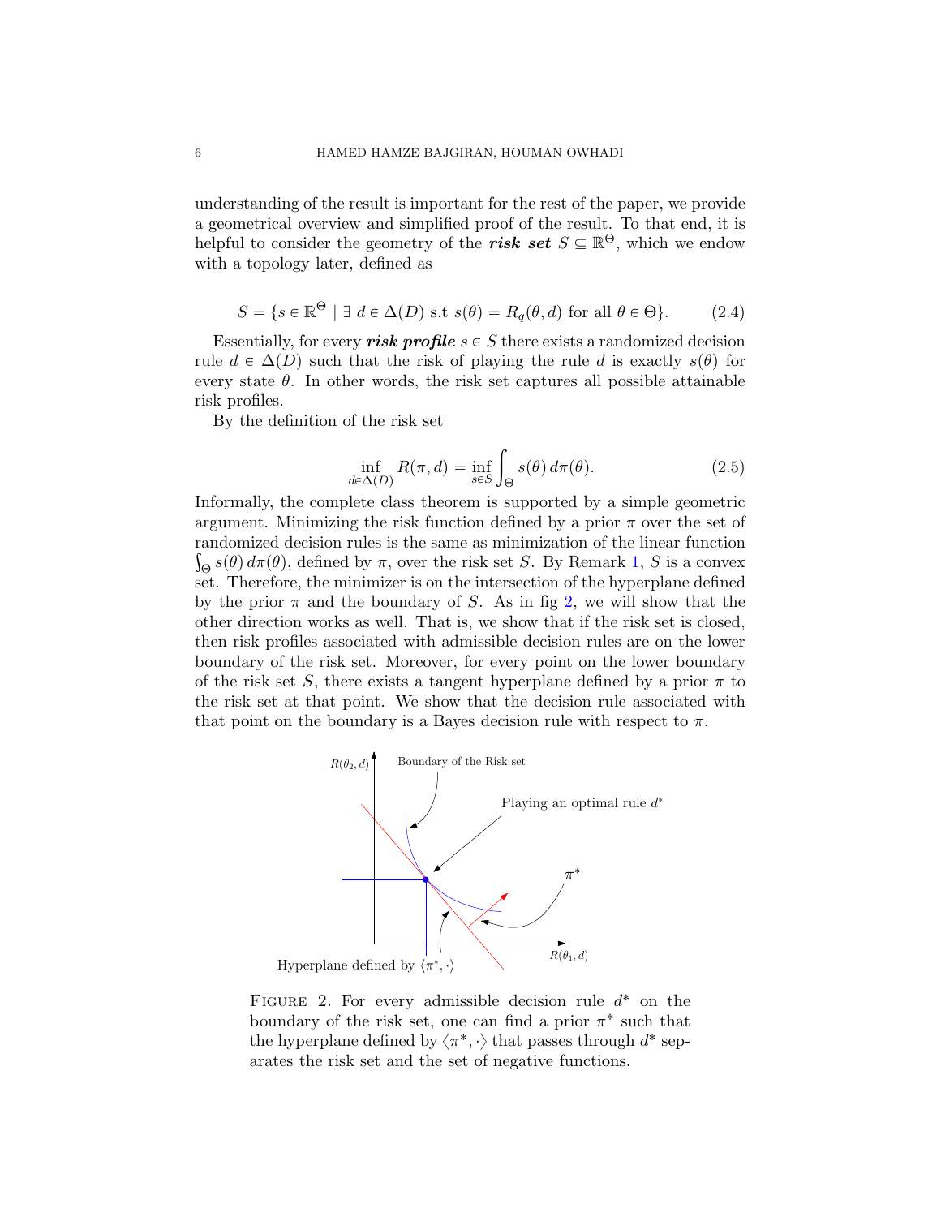understanding of the result is important for the rest of the paper, we provide a geometrical overview and simplified proof of the result. To that end, it is helpful to consider the geometry of the ***risk set*** $S \subseteq \mathbb{R}^{\Theta}$, which we endow with a topology later, defined as

$$S = \{s \in \mathbb{R}^{\Theta} \mid \exists\ d \in \Delta(D) \text{ s.t } s(\theta) = R_q(\theta, d) \text{ for all } \theta \in \Theta\}. \tag{2.4}$$

Essentially, for every ***risk profile*** $s \in S$ there exists a randomized decision rule $d \in \Delta(D)$ such that the risk of playing the rule $d$ is exactly $s(\theta)$ for every state $\theta$. In other words, the risk set captures all possible attainable risk profiles.

By the definition of the risk set

$$\inf_{d \in \Delta(D)} R(\pi, d) = \inf_{s \in S} \int_{\Theta} s(\theta)\, d\pi(\theta). \tag{2.5}$$

Informally, the complete class theorem is supported by a simple geometric argument. Minimizing the risk function defined by a prior $\pi$ over the set of randomized decision rules is the same as minimization of the linear function $\int_{\Theta} s(\theta)\, d\pi(\theta)$, defined by $\pi$, over the risk set $S$. By Remark 1, $S$ is a convex set. Therefore, the minimizer is on the intersection of the hyperplane defined by the prior $\pi$ and the boundary of $S$. As in fig 2, we will show that the other direction works as well. That is, we show that if the risk set is closed, then risk profiles associated with admissible decision rules are on the lower boundary of the risk set. Moreover, for every point on the lower boundary of the risk set $S$, there exists a tangent hyperplane defined by a prior $\pi$ to the risk set at that point. We show that the decision rule associated with that point on the boundary is a Bayes decision rule with respect to $\pi$.

FIGURE 2. For every admissible decision rule $d^*$ on the boundary of the risk set, one can find a prior $\pi^*$ such that the hyperplane defined by $\langle \pi^*, \cdot \rangle$ that passes through $d^*$ separates the risk set and the set of negative functions.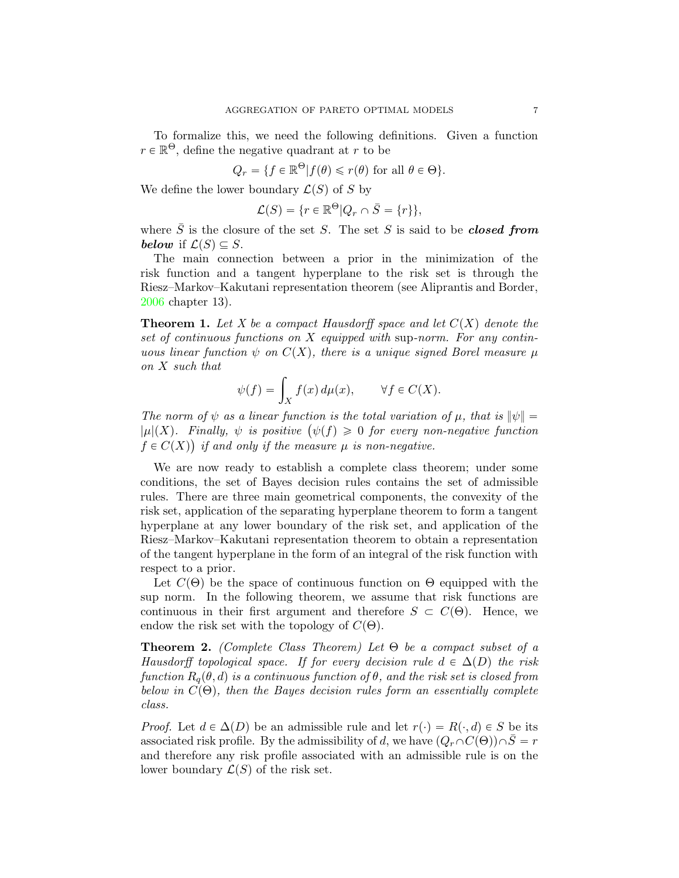To formalize this, we need the following definitions. Given a function $r \in \mathbb{R}^{\Theta}$, define the negative quadrant at $r$ to be

$$Q_r = \{f \in \mathbb{R}^{\Theta} | f(\theta) \leqslant r(\theta) \text{ for all } \theta \in \Theta\}.$$

We define the lower boundary $\mathcal{L}(S)$ of $S$ by

$$\mathcal{L}(S) = \{r \in \mathbb{R}^{\Theta} | Q_r \cap \bar{S} = \{r\}\},$$

where $\bar{S}$ is the closure of the set $S$. The set $S$ is said to be ***closed from below*** if $\mathcal{L}(S) \subseteq S$.

The main connection between a prior in the minimization of the risk function and a tangent hyperplane to the risk set is through the Riesz–Markov–Kakutani representation theorem (see Aliprantis and Border, 2006 chapter 13).

**Theorem 1.** *Let $X$ be a compact Hausdorff space and let $C(X)$ denote the set of continuous functions on $X$ equipped with* sup*-norm. For any continuous linear function $\psi$ on $C(X)$, there is a unique signed Borel measure $\mu$ on $X$ such that*

$$\psi(f) = \int_X f(x)\, d\mu(x), \qquad \forall f \in C(X).$$

*The norm of $\psi$ as a linear function is the total variation of $\mu$, that is $\|\psi\| = |\mu|(X)$. Finally, $\psi$ is positive $\big(\psi(f) \geqslant 0$ for every non-negative function $f \in C(X)\big)$ if and only if the measure $\mu$ is non-negative.*

We are now ready to establish a complete class theorem; under some conditions, the set of Bayes decision rules contains the set of admissible rules. There are three main geometrical components, the convexity of the risk set, application of the separating hyperplane theorem to form a tangent hyperplane at any lower boundary of the risk set, and application of the Riesz–Markov–Kakutani representation theorem to obtain a representation of the tangent hyperplane in the form of an integral of the risk function with respect to a prior.

Let $C(\Theta)$ be the space of continuous function on $\Theta$ equipped with the sup norm. In the following theorem, we assume that risk functions are continuous in their first argument and therefore $S \subset C(\Theta)$. Hence, we endow the risk set with the topology of $C(\Theta)$.

**Theorem 2.** *(Complete Class Theorem) Let $\Theta$ be a compact subset of a Hausdorff topological space. If for every decision rule $d \in \Delta(D)$ the risk function $R_q(\theta, d)$ is a continuous function of $\theta$, and the risk set is closed from below in $C(\Theta)$, then the Bayes decision rules form an essentially complete class.*

*Proof.* Let $d \in \Delta(D)$ be an admissible rule and let $r(\cdot) = R(\cdot, d) \in S$ be its associated risk profile. By the admissibility of $d$, we have $(Q_r \cap C(\Theta)) \cap \bar{S} = r$ and therefore any risk profile associated with an admissible rule is on the lower boundary $\mathcal{L}(S)$ of the risk set.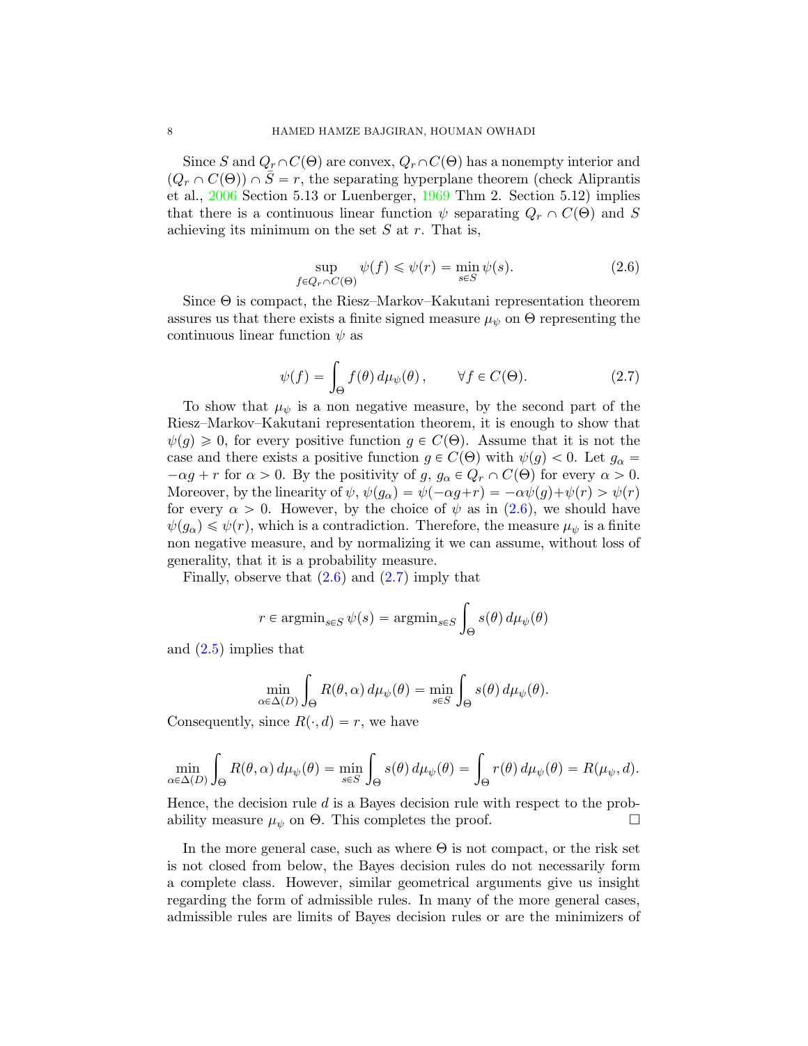Since $S$ and $Q_r \cap C(\Theta)$ are convex, $Q_r \cap C(\Theta)$ has a nonempty interior and $(Q_r \cap C(\Theta)) \cap \bar{S} = r$, the separating hyperplane theorem (check Aliprantis et al., 2006 Section 5.13 or Luenberger, 1969 Thm 2. Section 5.12) implies that there is a continuous linear function $\psi$ separating $Q_r \cap C(\Theta)$ and $S$ achieving its minimum on the set $S$ at $r$. That is,

$$\sup_{f \in Q_r \cap C(\Theta)} \psi(f) \leqslant \psi(r) = \min_{s \in S} \psi(s). \tag{2.6}$$

Since $\Theta$ is compact, the Riesz–Markov–Kakutani representation theorem assures us that there exists a finite signed measure $\mu_\psi$ on $\Theta$ representing the continuous linear function $\psi$ as

$$\psi(f) = \int_\Theta f(\theta)\, d\mu_\psi(\theta)\,, \qquad \forall f \in C(\Theta). \tag{2.7}$$

To show that $\mu_\psi$ is a non negative measure, by the second part of the Riesz–Markov–Kakutani representation theorem, it is enough to show that $\psi(g) \geqslant 0$, for every positive function $g \in C(\Theta)$. Assume that it is not the case and there exists a positive function $g \in C(\Theta)$ with $\psi(g) < 0$. Let $g_\alpha = -\alpha g + r$ for $\alpha > 0$. By the positivity of $g$, $g_\alpha \in Q_r \cap C(\Theta)$ for every $\alpha > 0$. Moreover, by the linearity of $\psi$, $\psi(g_\alpha) = \psi(-\alpha g + r) = -\alpha\psi(g) + \psi(r) > \psi(r)$ for every $\alpha > 0$. However, by the choice of $\psi$ as in (2.6), we should have $\psi(g_\alpha) \leqslant \psi(r)$, which is a contradiction. Therefore, the measure $\mu_\psi$ is a finite non negative measure, and by normalizing it we can assume, without loss of generality, that it is a probability measure.

Finally, observe that (2.6) and (2.7) imply that

$$r \in \operatorname{argmin}_{s \in S} \psi(s) = \operatorname{argmin}_{s \in S} \int_\Theta s(\theta)\, d\mu_\psi(\theta)$$

and (2.5) implies that

$$\min_{\alpha \in \Delta(D)} \int_\Theta R(\theta, \alpha)\, d\mu_\psi(\theta) = \min_{s \in S} \int_\Theta s(\theta)\, d\mu_\psi(\theta).$$

Consequently, since $R(\cdot, d) = r$, we have

$$\min_{\alpha \in \Delta(D)} \int_\Theta R(\theta, \alpha)\, d\mu_\psi(\theta) = \min_{s \in S} \int_\Theta s(\theta)\, d\mu_\psi(\theta) = \int_\Theta r(\theta)\, d\mu_\psi(\theta) = R(\mu_\psi, d).$$

Hence, the decision rule $d$ is a Bayes decision rule with respect to the probability measure $\mu_\psi$ on $\Theta$. This completes the proof. $\square$

In the more general case, such as where $\Theta$ is not compact, or the risk set is not closed from below, the Bayes decision rules do not necessarily form a complete class. However, similar geometrical arguments give us insight regarding the form of admissible rules. In many of the more general cases, admissible rules are limits of Bayes decision rules or are the minimizers of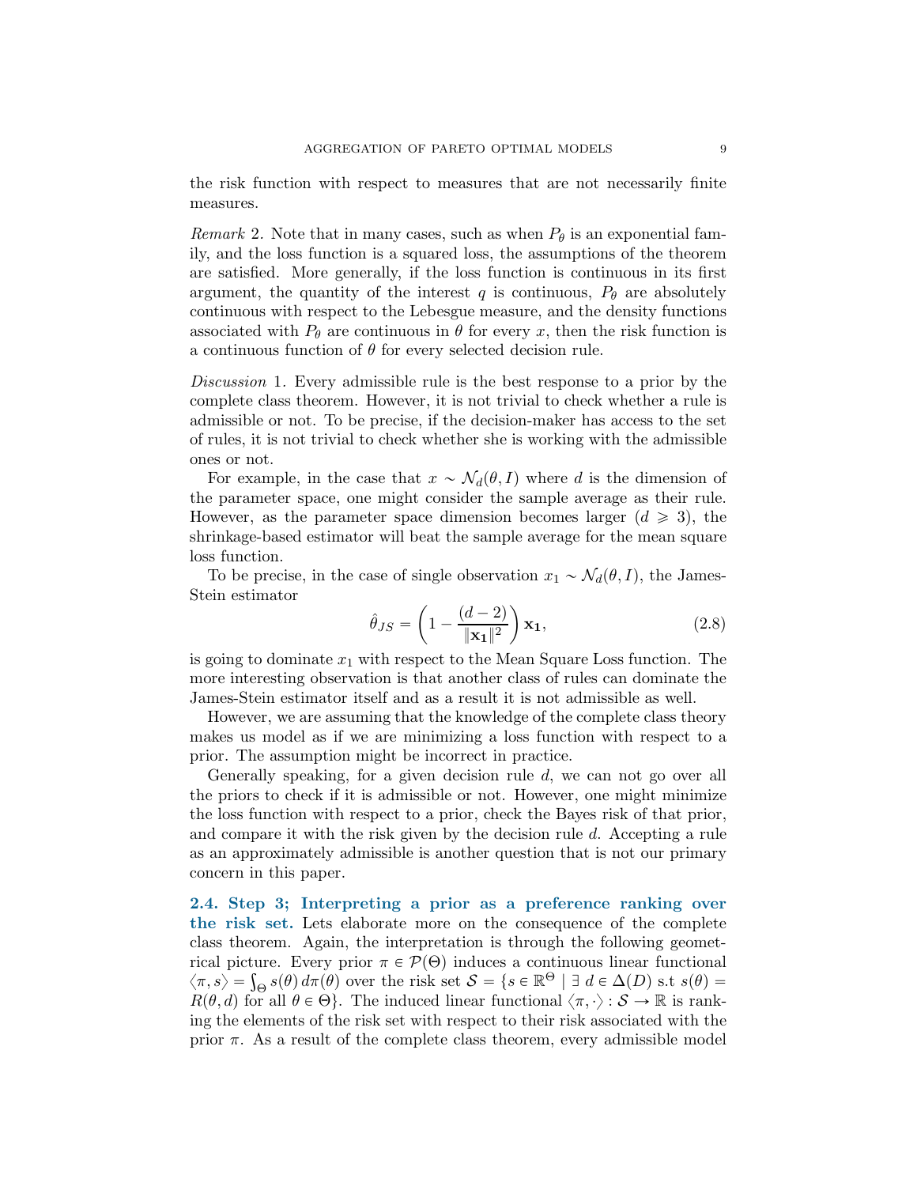the risk function with respect to measures that are not necessarily finite measures.

*Remark* 2. Note that in many cases, such as when $P_\theta$ is an exponential family, and the loss function is a squared loss, the assumptions of the theorem are satisfied. More generally, if the loss function is continuous in its first argument, the quantity of the interest $q$ is continuous, $P_\theta$ are absolutely continuous with respect to the Lebesgue measure, and the density functions associated with $P_\theta$ are continuous in $\theta$ for every $x$, then the risk function is a continuous function of $\theta$ for every selected decision rule.

*Discussion* 1. Every admissible rule is the best response to a prior by the complete class theorem. However, it is not trivial to check whether a rule is admissible or not. To be precise, if the decision-maker has access to the set of rules, it is not trivial to check whether she is working with the admissible ones or not.

For example, in the case that $x \sim \mathcal{N}_d(\theta, I)$ where $d$ is the dimension of the parameter space, one might consider the sample average as their rule. However, as the parameter space dimension becomes larger ($d \geqslant 3$), the shrinkage-based estimator will beat the sample average for the mean square loss function.

To be precise, in the case of single observation $x_1 \sim \mathcal{N}_d(\theta, I)$, the James-Stein estimator

$$\hat{\theta}_{JS} = \left(1 - \frac{(d-2)}{\|\mathbf{x_1}\|^2}\right)\mathbf{x_1}, \tag{2.8}$$

is going to dominate $x_1$ with respect to the Mean Square Loss function. The more interesting observation is that another class of rules can dominate the James-Stein estimator itself and as a result it is not admissible as well.

However, we are assuming that the knowledge of the complete class theory makes us model as if we are minimizing a loss function with respect to a prior. The assumption might be incorrect in practice.

Generally speaking, for a given decision rule $d$, we can not go over all the priors to check if it is admissible or not. However, one might minimize the loss function with respect to a prior, check the Bayes risk of that prior, and compare it with the risk given by the decision rule $d$. Accepting a rule as an approximately admissible is another question that is not our primary concern in this paper.

### 2.4. Step 3; Interpreting a prior as a preference ranking over the risk set.

Lets elaborate more on the consequence of the complete class theorem. Again, the interpretation is through the following geometrical picture. Every prior $\pi \in \mathcal{P}(\Theta)$ induces a continuous linear functional $\langle \pi, s \rangle = \int_\Theta s(\theta)\, d\pi(\theta)$ over the risk set $\mathcal{S} = \{s \in \mathbb{R}^\Theta \mid \exists\ d \in \Delta(D) \text{ s.t } s(\theta) = R(\theta, d) \text{ for all } \theta \in \Theta\}$. The induced linear functional $\langle \pi, \cdot \rangle : \mathcal{S} \to \mathbb{R}$ is ranking the elements of the risk set with respect to their risk associated with the prior $\pi$. As a result of the complete class theorem, every admissible model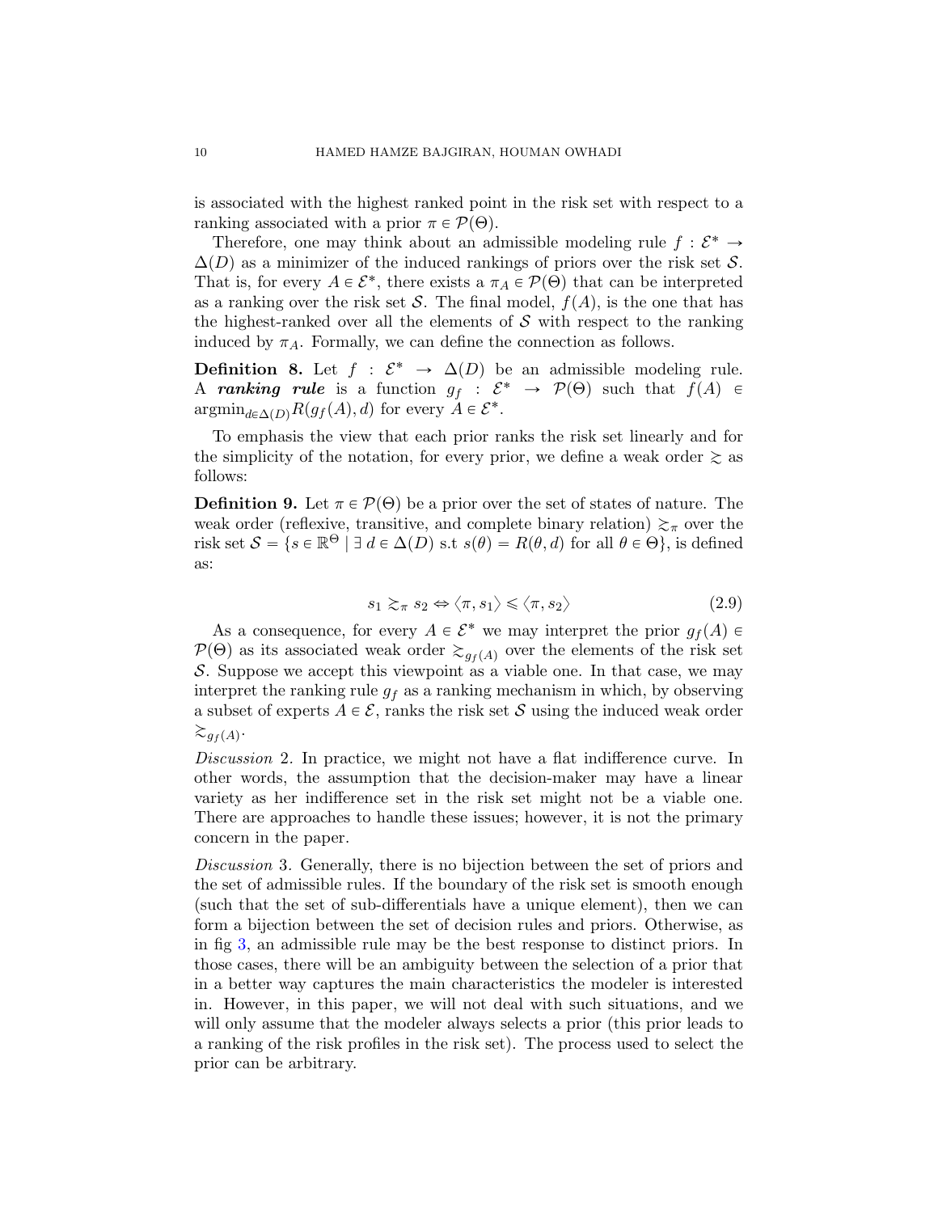is associated with the highest ranked point in the risk set with respect to a ranking associated with a prior $\pi \in \mathcal{P}(\Theta)$.

Therefore, one may think about an admissible modeling rule $f : \mathcal{E}^* \to \Delta(D)$ as a minimizer of the induced rankings of priors over the risk set $\mathcal{S}$. That is, for every $A \in \mathcal{E}^*$, there exists a $\pi_A \in \mathcal{P}(\Theta)$ that can be interpreted as a ranking over the risk set $\mathcal{S}$. The final model, $f(A)$, is the one that has the highest-ranked over all the elements of $\mathcal{S}$ with respect to the ranking induced by $\pi_A$. Formally, we can define the connection as follows.

**Definition 8.** Let $f : \mathcal{E}^* \to \Delta(D)$ be an admissible modeling rule. A ***ranking rule*** is a function $g_f : \mathcal{E}^* \to \mathcal{P}(\Theta)$ such that $f(A) \in \operatorname{argmin}_{d \in \Delta(D)} R(g_f(A), d)$ for every $A \in \mathcal{E}^*$.

To emphasis the view that each prior ranks the risk set linearly and for the simplicity of the notation, for every prior, we define a weak order $\gtrsim$ as follows:

**Definition 9.** Let $\pi \in \mathcal{P}(\Theta)$ be a prior over the set of states of nature. The weak order (reflexive, transitive, and complete binary relation) $\gtrsim_\pi$ over the risk set $\mathcal{S} = \{s \in \mathbb{R}^\Theta \mid \exists\, d \in \Delta(D) \text{ s.t } s(\theta) = R(\theta, d) \text{ for all } \theta \in \Theta\}$, is defined as:

$$s_1 \gtrsim_\pi s_2 \Leftrightarrow \langle \pi, s_1 \rangle \leqslant \langle \pi, s_2 \rangle \tag{2.9}$$

As a consequence, for every $A \in \mathcal{E}^*$ we may interpret the prior $g_f(A) \in \mathcal{P}(\Theta)$ as its associated weak order $\gtrsim_{g_f(A)}$ over the elements of the risk set $\mathcal{S}$. Suppose we accept this viewpoint as a viable one. In that case, we may interpret the ranking rule $g_f$ as a ranking mechanism in which, by observing a subset of experts $A \in \mathcal{E}$, ranks the risk set $\mathcal{S}$ using the induced weak order $\gtrsim_{g_f(A)}$.

*Discussion* 2. In practice, we might not have a flat indifference curve. In other words, the assumption that the decision-maker may have a linear variety as her indifference set in the risk set might not be a viable one. There are approaches to handle these issues; however, it is not the primary concern in the paper.

*Discussion* 3. Generally, there is no bijection between the set of priors and the set of admissible rules. If the boundary of the risk set is smooth enough (such that the set of sub-differentials have a unique element), then we can form a bijection between the set of decision rules and priors. Otherwise, as in fig 3, an admissible rule may be the best response to distinct priors. In those cases, there will be an ambiguity between the selection of a prior that in a better way captures the main characteristics the modeler is interested in. However, in this paper, we will not deal with such situations, and we will only assume that the modeler always selects a prior (this prior leads to a ranking of the risk profiles in the risk set). The process used to select the prior can be arbitrary.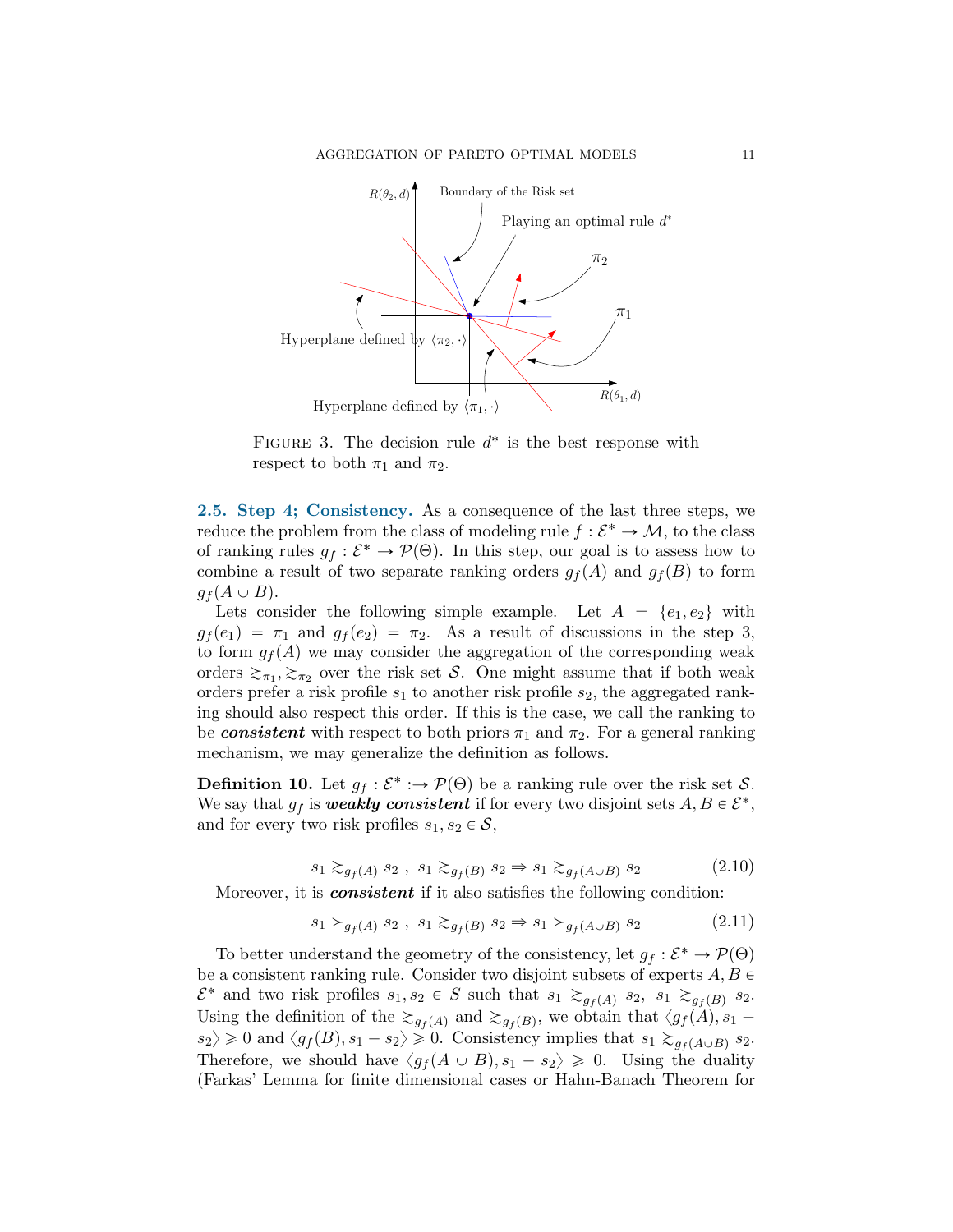FIGURE 3. The decision rule $d^*$ is the best response with respect to both $\pi_1$ and $\pi_2$.

## 2.5. Step 4; Consistency.

As a consequence of the last three steps, we reduce the problem from the class of modeling rule $f : \mathcal{E}^* \to \mathcal{M}$, to the class of ranking rules $g_f : \mathcal{E}^* \to \mathcal{P}(\Theta)$. In this step, our goal is to assess how to combine a result of two separate ranking orders $g_f(A)$ and $g_f(B)$ to form $g_f(A \cup B)$.

Lets consider the following simple example. Let $A = \{e_1, e_2\}$ with $g_f(e_1) = \pi_1$ and $g_f(e_2) = \pi_2$. As a result of discussions in the step 3, to form $g_f(A)$ we may consider the aggregation of the corresponding weak orders $\succsim_{\pi_1}, \succsim_{\pi_2}$ over the risk set $\mathcal{S}$. One might assume that if both weak orders prefer a risk profile $s_1$ to another risk profile $s_2$, the aggregated ranking should also respect this order. If this is the case, we call the ranking to be ***consistent*** with respect to both priors $\pi_1$ and $\pi_2$. For a general ranking mechanism, we may generalize the definition as follows.

**Definition 10.** Let $g_f : \mathcal{E}^* :\to \mathcal{P}(\Theta)$ be a ranking rule over the risk set $\mathcal{S}$. We say that $g_f$ is ***weakly consistent*** if for every two disjoint sets $A, B \in \mathcal{E}^*$, and for every two risk profiles $s_1, s_2 \in \mathcal{S}$,

$$s_1 \succsim_{g_f(A)} s_2 \ , \ s_1 \succsim_{g_f(B)} s_2 \Rightarrow s_1 \succsim_{g_f(A \cup B)} s_2 \tag{2.10}$$

Moreover, it is ***consistent*** if it also satisfies the following condition:

$$s_1 \succ_{g_f(A)} s_2 \ , \ s_1 \succsim_{g_f(B)} s_2 \Rightarrow s_1 \succ_{g_f(A \cup B)} s_2 \tag{2.11}$$

To better understand the geometry of the consistency, let $g_f : \mathcal{E}^* \to \mathcal{P}(\Theta)$ be a consistent ranking rule. Consider two disjoint subsets of experts $A, B \in \mathcal{E}^*$ and two risk profiles $s_1, s_2 \in S$ such that $s_1 \succsim_{g_f(A)} s_2$, $s_1 \succsim_{g_f(B)} s_2$. Using the definition of the $\succsim_{g_f(A)}$ and $\succsim_{g_f(B)}$, we obtain that $\langle g_f(A), s_1 - s_2 \rangle \geqslant 0$ and $\langle g_f(B), s_1 - s_2 \rangle \geqslant 0$. Consistency implies that $s_1 \succsim_{g_f(A \cup B)} s_2$. Therefore, we should have $\langle g_f(A \cup B), s_1 - s_2 \rangle \geqslant 0$. Using the duality (Farkas' Lemma for finite dimensional cases or Hahn-Banach Theorem for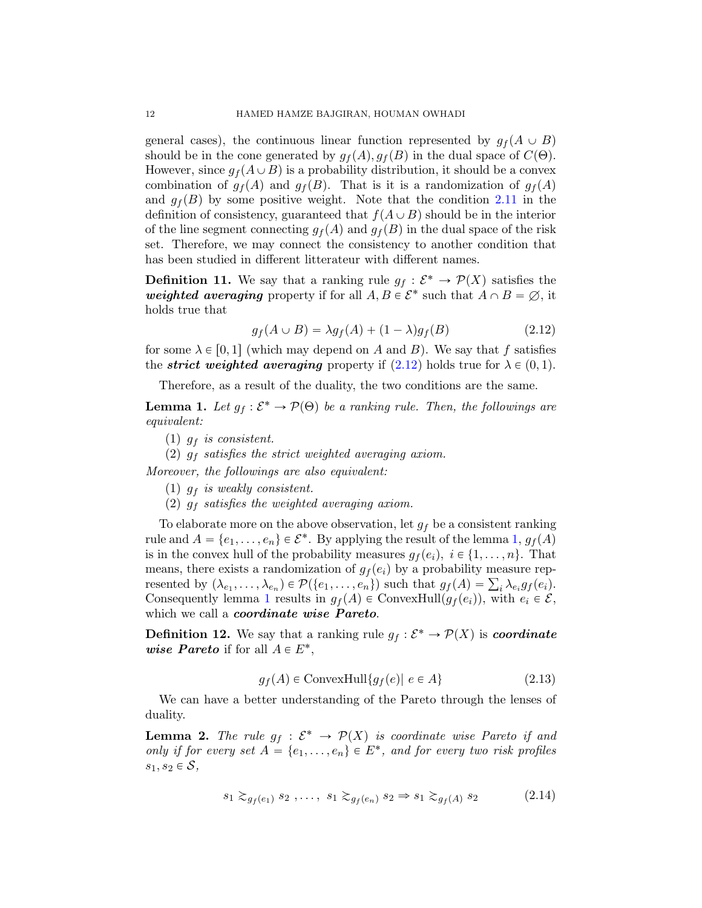general cases), the continuous linear function represented by $g_f(A \cup B)$ should be in the cone generated by $g_f(A), g_f(B)$ in the dual space of $C(\Theta)$. However, since $g_f(A \cup B)$ is a probability distribution, it should be a convex combination of $g_f(A)$ and $g_f(B)$. That is it is a randomization of $g_f(A)$ and $g_f(B)$ by some positive weight. Note that the condition 2.11 in the definition of consistency, guaranteed that $f(A \cup B)$ should be in the interior of the line segment connecting $g_f(A)$ and $g_f(B)$ in the dual space of the risk set. Therefore, we may connect the consistency to another condition that has been studied in different litterateur with different names.

**Definition 11.** We say that a ranking rule $g_f : \mathcal{E}^* \to \mathcal{P}(X)$ satisfies the ***weighted averaging*** property if for all $A, B \in \mathcal{E}^*$ such that $A \cap B = \varnothing$, it holds true that

$$g_f(A \cup B) = \lambda g_f(A) + (1 - \lambda) g_f(B) \tag{2.12}$$

for some $\lambda \in [0, 1]$ (which may depend on $A$ and $B$). We say that $f$ satisfies the ***strict weighted averaging*** property if (2.12) holds true for $\lambda \in (0, 1)$.

Therefore, as a result of the duality, the two conditions are the same.

**Lemma 1.** *Let $g_f : \mathcal{E}^* \to \mathcal{P}(\Theta)$ be a ranking rule. Then, the followings are equivalent:*

1. *$g_f$ is consistent.*
2. *$g_f$ satisfies the strict weighted averaging axiom.*

*Moreover, the followings are also equivalent:*

1. *$g_f$ is weakly consistent.*
2. *$g_f$ satisfies the weighted averaging axiom.*

To elaborate more on the above observation, let $g_f$ be a consistent ranking rule and $A = \{e_1, \ldots, e_n\} \in \mathcal{E}^*$. By applying the result of the lemma 1, $g_f(A)$ is in the convex hull of the probability measures $g_f(e_i),\ i \in \{1, \ldots, n\}$. That means, there exists a randomization of $g_f(e_i)$ by a probability measure represented by $(\lambda_{e_1}, \ldots, \lambda_{e_n}) \in \mathcal{P}(\{e_1, \ldots, e_n\})$ such that $g_f(A) = \sum_i \lambda_{e_i} g_f(e_i)$. Consequently lemma 1 results in $g_f(A) \in \text{ConvexHull}(g_f(e_i))$, with $e_i \in \mathcal{E}$, which we call a ***coordinate wise Pareto***.

**Definition 12.** We say that a ranking rule $g_f : \mathcal{E}^* \to \mathcal{P}(X)$ is ***coordinate wise Pareto*** if for all $A \in E^*$,

$$g_f(A) \in \text{ConvexHull}\{g_f(e) |\ e \in A\} \tag{2.13}$$

We can have a better understanding of the Pareto through the lenses of duality.

**Lemma 2.** *The rule $g_f : \mathcal{E}^* \to \mathcal{P}(X)$ is coordinate wise Pareto if and only if for every set $A = \{e_1, \ldots, e_n\} \in E^*$, and for every two risk profiles $s_1, s_2 \in \mathcal{S}$,*

$$s_1 \gtrsim_{g_f(e_1)} s_2\ , \ldots ,\ s_1 \gtrsim_{g_f(e_n)} s_2 \Rightarrow s_1 \gtrsim_{g_f(A)} s_2 \tag{2.14}$$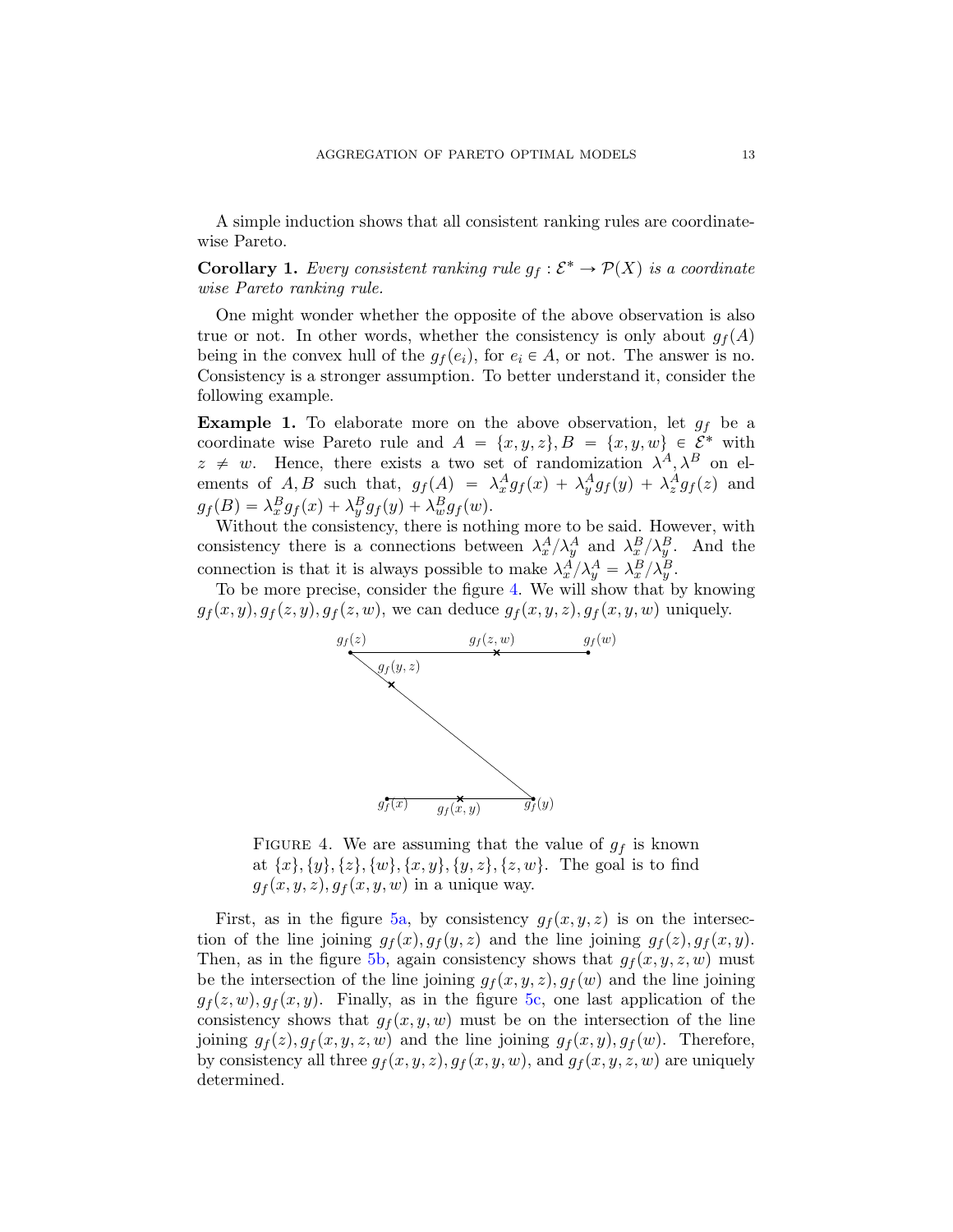A simple induction shows that all consistent ranking rules are coordinate-wise Pareto.

**Corollary 1.** *Every consistent ranking rule $g_f : \mathcal{E}^* \to \mathcal{P}(X)$ is a coordinate wise Pareto ranking rule.*

One might wonder whether the opposite of the above observation is also true or not. In other words, whether the consistency is only about $g_f(A)$ being in the convex hull of the $g_f(e_i)$, for $e_i \in A$, or not. The answer is no. Consistency is a stronger assumption. To better understand it, consider the following example.

**Example 1.** To elaborate more on the above observation, let $g_f$ be a coordinate wise Pareto rule and $A = \{x, y, z\}, B = \{x, y, w\} \in \mathcal{E}^*$ with $z \neq w$. Hence, there exists a two set of randomization $\lambda^A, \lambda^B$ on elements of $A, B$ such that, $g_f(A) = \lambda^A_x g_f(x) + \lambda^A_y g_f(y) + \lambda^A_z g_f(z)$ and $g_f(B) = \lambda^B_x g_f(x) + \lambda^B_y g_f(y) + \lambda^B_w g_f(w)$.

Without the consistency, there is nothing more to be said. However, with consistency there is a connections between $\lambda^A_x/\lambda^A_y$ and $\lambda^B_x/\lambda^B_y$. And the connection is that it is always possible to make $\lambda^A_x/\lambda^A_y = \lambda^B_x/\lambda^B_y$.

To be more precise, consider the figure 4. We will show that by knowing $g_f(x, y), g_f(z, y), g_f(z, w)$, we can deduce $g_f(x, y, z), g_f(x, y, w)$ uniquely.

FIGURE 4. We are assuming that the value of $g_f$ is known at $\{x\}, \{y\}, \{z\}, \{w\}, \{x, y\}, \{y, z\}, \{z, w\}$. The goal is to find $g_f(x, y, z), g_f(x, y, w)$ in a unique way.

First, as in the figure 5a, by consistency $g_f(x, y, z)$ is on the intersection of the line joining $g_f(x), g_f(y, z)$ and the line joining $g_f(z), g_f(x, y)$. Then, as in the figure 5b, again consistency shows that $g_f(x, y, z, w)$ must be the intersection of the line joining $g_f(x, y, z), g_f(w)$ and the line joining $g_f(z, w), g_f(x, y)$. Finally, as in the figure 5c, one last application of the consistency shows that $g_f(x, y, w)$ must be on the intersection of the line joining $g_f(z), g_f(x, y, z, w)$ and the line joining $g_f(x, y), g_f(w)$. Therefore, by consistency all three $g_f(x, y, z), g_f(x, y, w)$, and $g_f(x, y, z, w)$ are uniquely determined.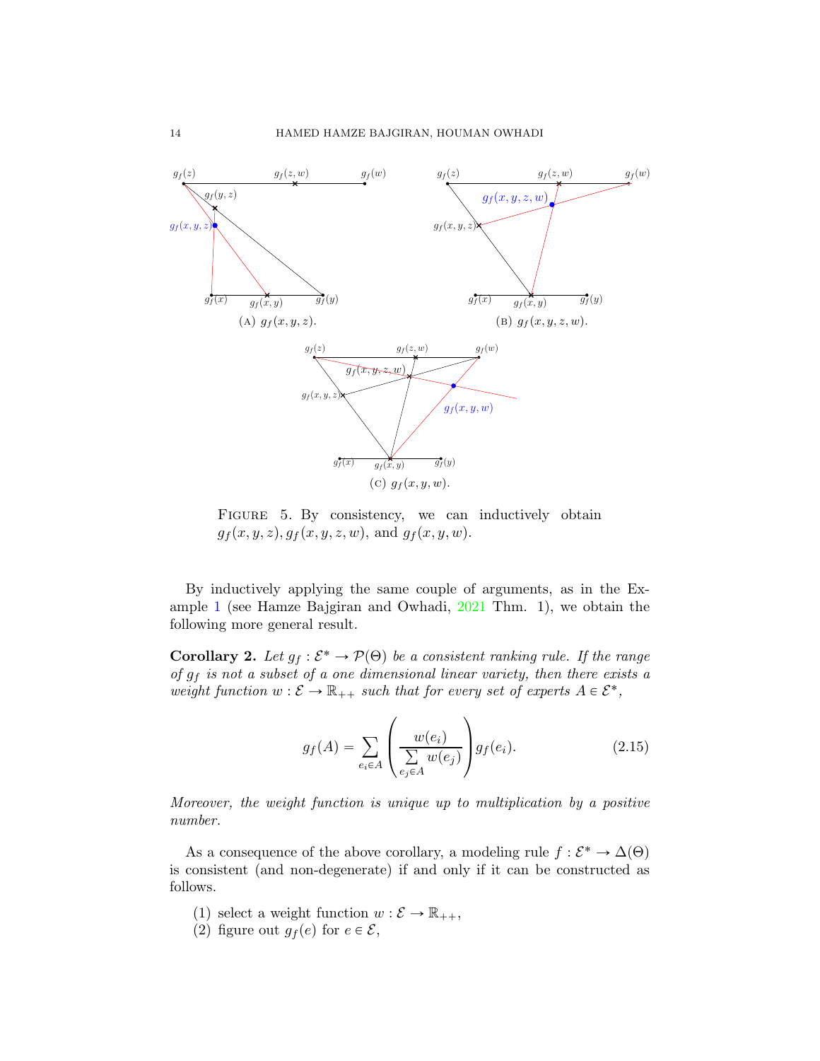(A) $g_f(x, y, z)$.

(B) $g_f(x, y, z, w)$.

(C) $g_f(x, y, w)$.

Figure 5. By consistency, we can inductively obtain $g_f(x, y, z), g_f(x, y, z, w)$, and $g_f(x, y, w)$.

By inductively applying the same couple of arguments, as in the Example 1 (see Hamze Bajgiran and Owhadi, 2021 Thm. 1), we obtain the following more general result.

**Corollary 2.** *Let $g_f : \mathcal{E}^* \to \mathcal{P}(\Theta)$ be a consistent ranking rule. If the range of $g_f$ is not a subset of a one dimensional linear variety, then there exists a weight function $w : \mathcal{E} \to \mathbb{R}_{++}$ such that for every set of experts $A \in \mathcal{E}^*$,*

$$g_f(A) = \sum_{e_i \in A} \left( \frac{w(e_i)}{\sum\limits_{e_j \in A} w(e_j)} \right) g_f(e_i). \tag{2.15}$$

*Moreover, the weight function is unique up to multiplication by a positive number.*

As a consequence of the above corollary, a modeling rule $f : \mathcal{E}^* \to \Delta(\Theta)$ is consistent (and non-degenerate) if and only if it can be constructed as follows.

1. select a weight function $w : \mathcal{E} \to \mathbb{R}_{++}$,
2. figure out $g_f(e)$ for $e \in \mathcal{E}$,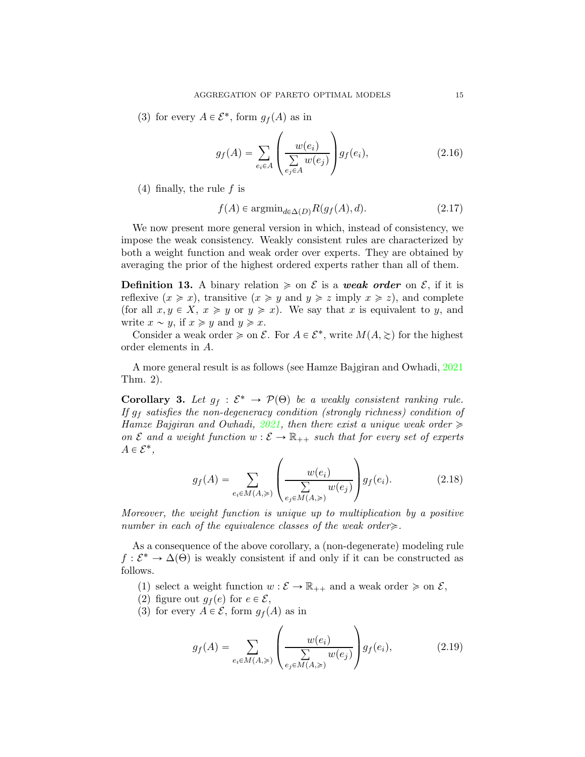(3) for every $A \in \mathcal{E}^*$, form $g_f(A)$ as in

$$g_f(A) = \sum_{e_i \in A} \left( \frac{w(e_i)}{\sum\limits_{e_j \in A} w(e_j)} \right) g_f(e_i), \tag{2.16}$$

(4) finally, the rule $f$ is

$$f(A) \in \operatorname{argmin}_{d \in \Delta(D)} R(g_f(A), d). \tag{2.17}$$

We now present more general version in which, instead of consistency, we impose the weak consistency. Weakly consistent rules are characterized by both a weight function and weak order over experts. They are obtained by averaging the prior of the highest ordered experts rather than all of them.

**Definition 13.** A binary relation $\succcurlyeq$ on $\mathcal{E}$ is a ***weak order*** on $\mathcal{E}$, if it is reflexive ($x \succcurlyeq x$), transitive ($x \succcurlyeq y$ and $y \succcurlyeq z$ imply $x \succcurlyeq z$), and complete (for all $x, y \in X$, $x \succcurlyeq y$ or $y \succcurlyeq x$). We say that $x$ is equivalent to $y$, and write $x \sim y$, if $x \succcurlyeq y$ and $y \succcurlyeq x$.

Consider a weak order $\succcurlyeq$ on $\mathcal{E}$. For $A \in \mathcal{E}^*$, write $M(A, \succsim)$ for the highest order elements in $A$.

A more general result is as follows (see Hamze Bajgiran and Owhadi, 2021 Thm. 2).

**Corollary 3.** *Let $g_f : \mathcal{E}^* \to \mathcal{P}(\Theta)$ be a weakly consistent ranking rule. If $g_f$ satisfies the non-degeneracy condition (strongly richness) condition of Hamze Bajgiran and Owhadi, 2021, then there exist a unique weak order $\succcurlyeq$ on $\mathcal{E}$ and a weight function $w : \mathcal{E} \to \mathbb{R}_{++}$ such that for every set of experts $A \in \mathcal{E}^*$,*

$$g_f(A) = \sum_{e_i \in M(A, \succcurlyeq)} \left( \frac{w(e_i)}{\sum\limits_{e_j \in M(A, \succcurlyeq)} w(e_j)} \right) g_f(e_i). \tag{2.18}$$

*Moreover, the weight function is unique up to multiplication by a positive number in each of the equivalence classes of the weak order$\succcurlyeq$.*

As a consequence of the above corollary, a (non-degenerate) modeling rule $f : \mathcal{E}^* \to \Delta(\Theta)$ is weakly consistent if and only if it can be constructed as follows.

(1) select a weight function $w : \mathcal{E} \to \mathbb{R}_{++}$ and a weak order $\succcurlyeq$ on $\mathcal{E}$,
(2) figure out $g_f(e)$ for $e \in \mathcal{E}$,
(3) for every $A \in \mathcal{E}$, form $g_f(A)$ as in

$$g_f(A) = \sum_{e_i \in M(A, \succcurlyeq)} \left( \frac{w(e_i)}{\sum\limits_{e_j \in M(A, \succcurlyeq)} w(e_j)} \right) g_f(e_i), \tag{2.19}$$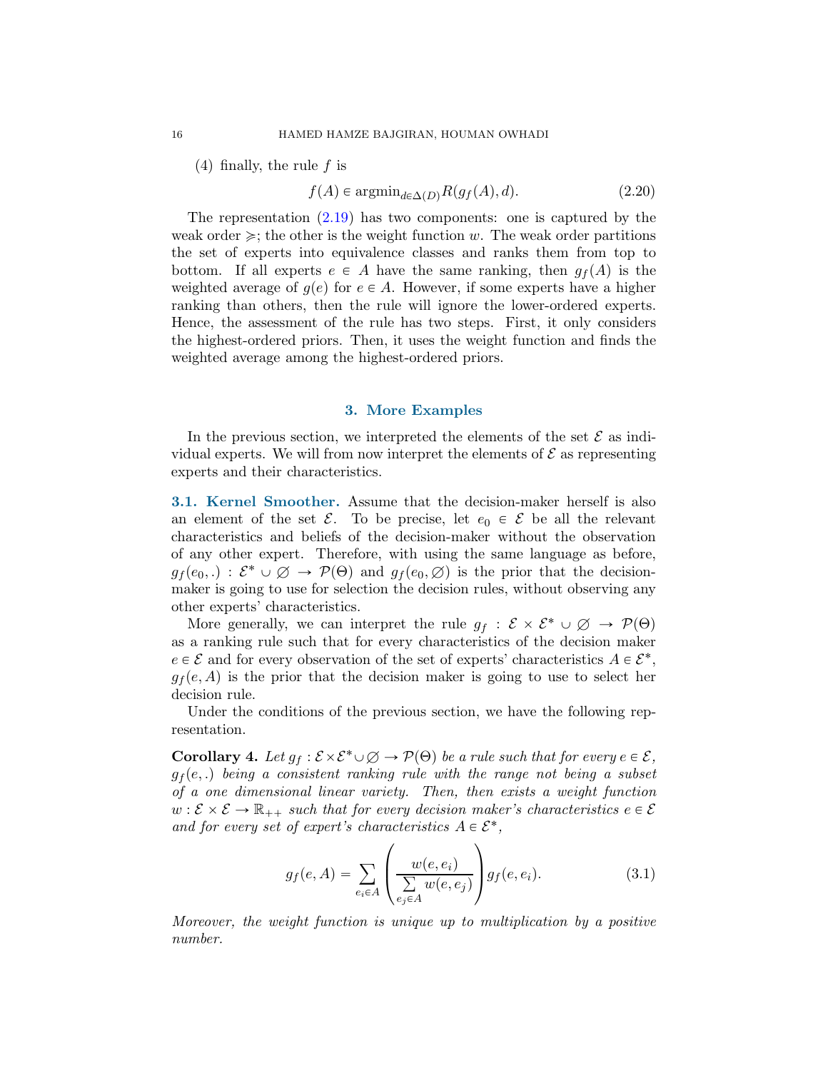(4) finally, the rule $f$ is

$$f(A) \in \operatorname{argmin}_{d \in \Delta(D)} R(g_f(A), d). \tag{2.20}$$

The representation (2.19) has two components: one is captured by the weak order $\succcurlyeq$; the other is the weight function $w$. The weak order partitions the set of experts into equivalence classes and ranks them from top to bottom. If all experts $e \in A$ have the same ranking, then $g_f(A)$ is the weighted average of $g(e)$ for $e \in A$. However, if some experts have a higher ranking than others, then the rule will ignore the lower-ordered experts. Hence, the assessment of the rule has two steps. First, it only considers the highest-ordered priors. Then, it uses the weight function and finds the weighted average among the highest-ordered priors.

## 3. More Examples

In the previous section, we interpreted the elements of the set $\mathcal{E}$ as individual experts. We will from now interpret the elements of $\mathcal{E}$ as representing experts and their characteristics.

**3.1. Kernel Smoother.** Assume that the decision-maker herself is also an element of the set $\mathcal{E}$. To be precise, let $e_0 \in \mathcal{E}$ be all the relevant characteristics and beliefs of the decision-maker without the observation of any other expert. Therefore, with using the same language as before, $g_f(e_0, .) : \mathcal{E}^* \cup \varnothing \to \mathcal{P}(\Theta)$ and $g_f(e_0, \varnothing)$ is the prior that the decision-maker is going to use for selection the decision rules, without observing any other experts' characteristics.

More generally, we can interpret the rule $g_f : \mathcal{E} \times \mathcal{E}^* \cup \varnothing \to \mathcal{P}(\Theta)$ as a ranking rule such that for every characteristics of the decision maker $e \in \mathcal{E}$ and for every observation of the set of experts' characteristics $A \in \mathcal{E}^*$, $g_f(e, A)$ is the prior that the decision maker is going to use to select her decision rule.

Under the conditions of the previous section, we have the following representation.

**Corollary 4.** *Let $g_f : \mathcal{E} \times \mathcal{E}^* \cup \varnothing \to \mathcal{P}(\Theta)$ be a rule such that for every $e \in \mathcal{E}$, $g_f(e, .)$ being a consistent ranking rule with the range not being a subset of a one dimensional linear variety. Then, then exists a weight function $w : \mathcal{E} \times \mathcal{E} \to \mathbb{R}_{++}$ such that for every decision maker's characteristics $e \in \mathcal{E}$ and for every set of expert's characteristics $A \in \mathcal{E}^*$,*

$$g_f(e, A) = \sum_{e_i \in A} \left( \frac{w(e, e_i)}{\sum\limits_{e_j \in A} w(e, e_j)} \right) g_f(e, e_i). \tag{3.1}$$

*Moreover, the weight function is unique up to multiplication by a positive number.*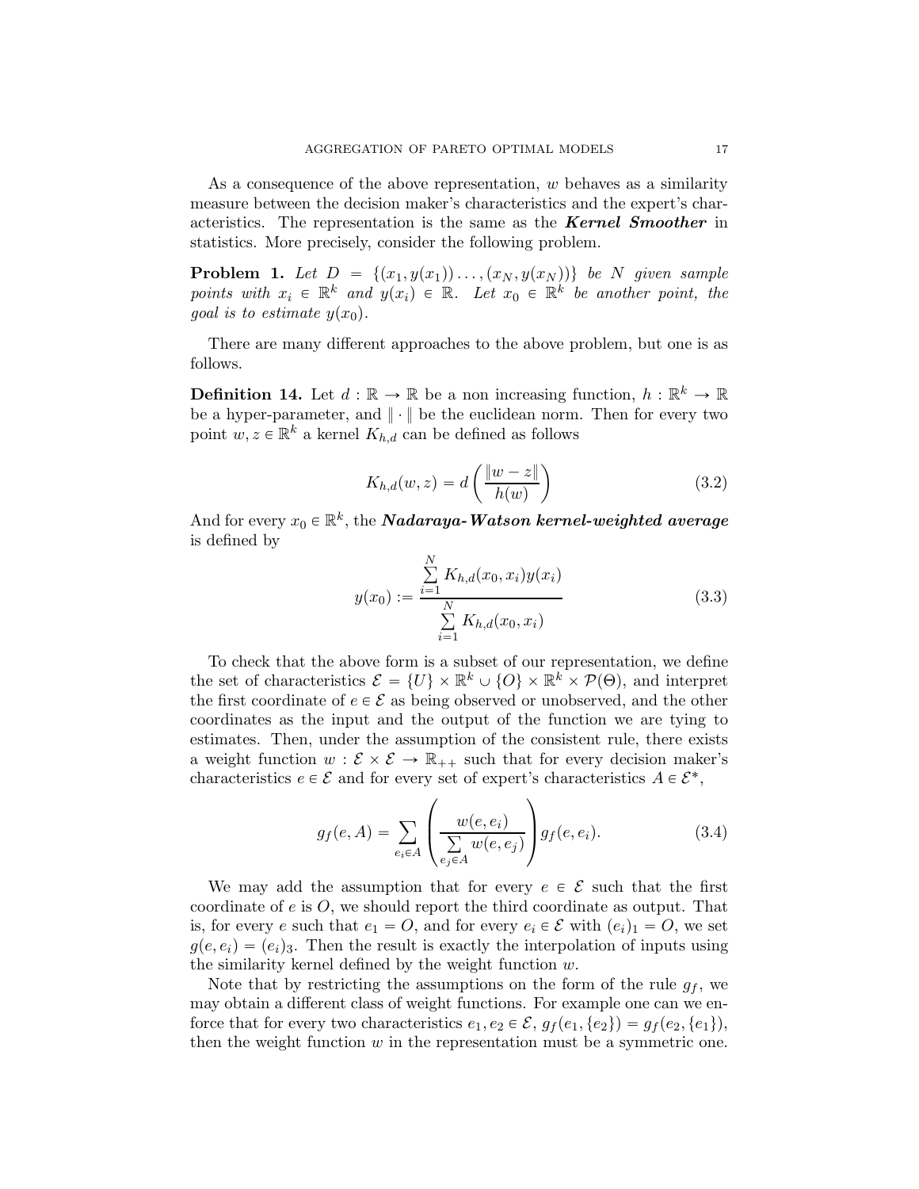As a consequence of the above representation, $w$ behaves as a similarity measure between the decision maker's characteristics and the expert's characteristics. The representation is the same as the ***Kernel Smoother*** in statistics. More precisely, consider the following problem.

**Problem 1.** *Let $D = \{(x_1, y(x_1)) \dots, (x_N, y(x_N))\}$ be $N$ given sample points with $x_i \in \mathbb{R}^k$ and $y(x_i) \in \mathbb{R}$. Let $x_0 \in \mathbb{R}^k$ be another point, the goal is to estimate $y(x_0)$.*

There are many different approaches to the above problem, but one is as follows.

**Definition 14.** Let $d : \mathbb{R} \to \mathbb{R}$ be a non increasing function, $h : \mathbb{R}^k \to \mathbb{R}$ be a hyper-parameter, and $\| \cdot \|$ be the euclidean norm. Then for every two point $w, z \in \mathbb{R}^k$ a kernel $K_{h,d}$ can be defined as follows

$$K_{h,d}(w, z) = d\left(\frac{\|w - z\|}{h(w)}\right) \tag{3.2}$$

And for every $x_0 \in \mathbb{R}^k$, the ***Nadaraya-Watson kernel-weighted average*** is defined by

$$y(x_0) := \frac{\sum_{i=1}^{N} K_{h,d}(x_0, x_i) y(x_i)}{\sum_{i=1}^{N} K_{h,d}(x_0, x_i)} \tag{3.3}$$

To check that the above form is a subset of our representation, we define the set of characteristics $\mathcal{E} = \{U\} \times \mathbb{R}^k \cup \{O\} \times \mathbb{R}^k \times \mathcal{P}(\Theta)$, and interpret the first coordinate of $e \in \mathcal{E}$ as being observed or unobserved, and the other coordinates as the input and the output of the function we are tying to estimates. Then, under the assumption of the consistent rule, there exists a weight function $w : \mathcal{E} \times \mathcal{E} \to \mathbb{R}_{++}$ such that for every decision maker's characteristics $e \in \mathcal{E}$ and for every set of expert's characteristics $A \in \mathcal{E}^*$,

$$g_f(e, A) = \sum_{e_i \in A} \left(\frac{w(e, e_i)}{\sum_{e_j \in A} w(e, e_j)}\right) g_f(e, e_i). \tag{3.4}$$

We may add the assumption that for every $e \in \mathcal{E}$ such that the first coordinate of $e$ is $O$, we should report the third coordinate as output. That is, for every $e$ such that $e_1 = O$, and for every $e_i \in \mathcal{E}$ with $(e_i)_1 = O$, we set $g(e, e_i) = (e_i)_3$. Then the result is exactly the interpolation of inputs using the similarity kernel defined by the weight function $w$.

Note that by restricting the assumptions on the form of the rule $g_f$, we may obtain a different class of weight functions. For example one can we enforce that for every two characteristics $e_1, e_2 \in \mathcal{E}$, $g_f(e_1, \{e_2\}) = g_f(e_2, \{e_1\})$, then the weight function $w$ in the representation must be a symmetric one.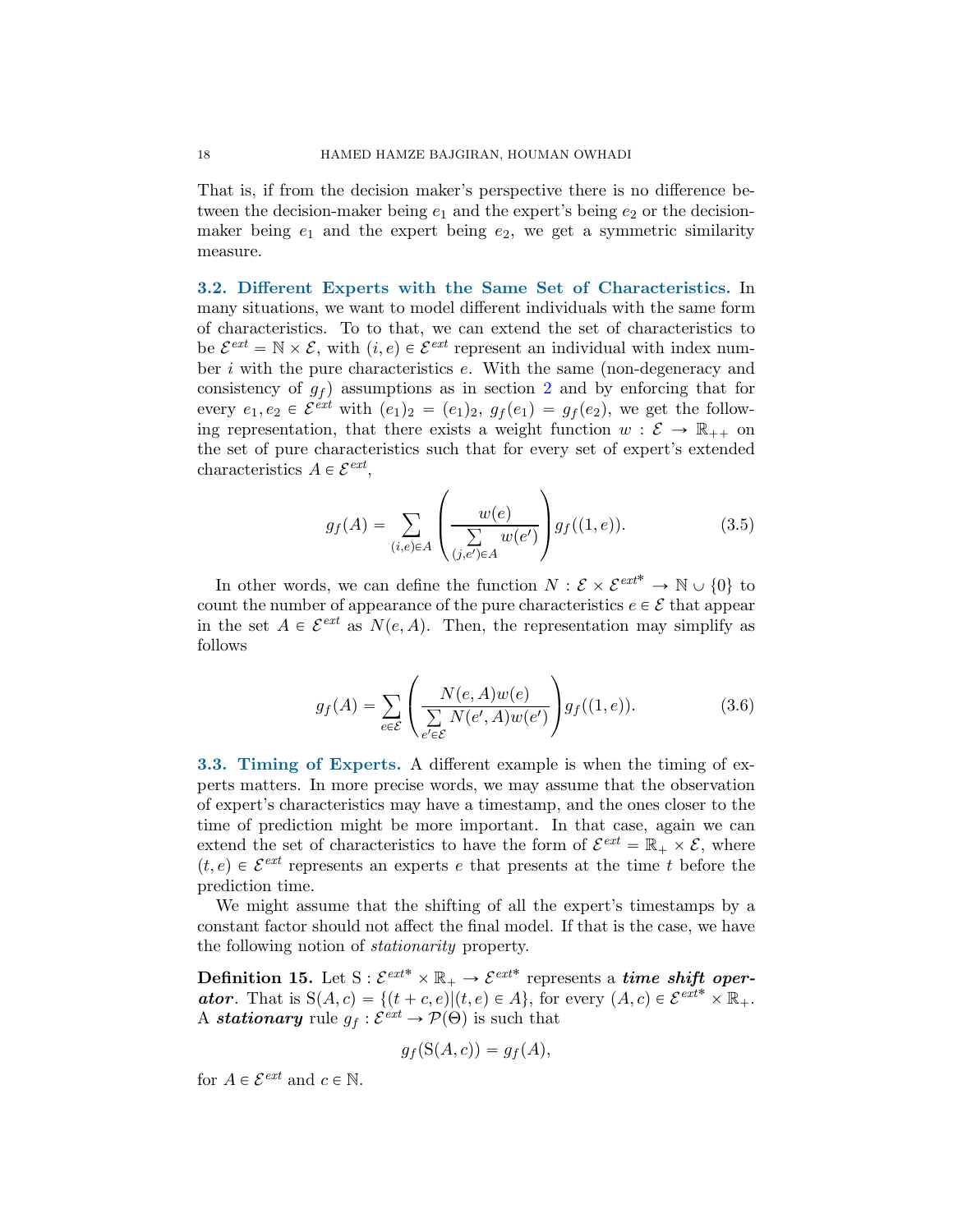That is, if from the decision maker's perspective there is no difference between the decision-maker being $e_1$ and the expert's being $e_2$ or the decision-maker being $e_1$ and the expert being $e_2$, we get a symmetric similarity measure.

### 3.2. Different Experts with the Same Set of Characteristics.

In many situations, we want to model different individuals with the same form of characteristics. To to that, we can extend the set of characteristics to be $\mathcal{E}^{ext} = \mathbb{N} \times \mathcal{E}$, with $(i, e) \in \mathcal{E}^{ext}$ represent an individual with index number $i$ with the pure characteristics $e$. With the same (non-degeneracy and consistency of $g_f$) assumptions as in section 2 and by enforcing that for every $e_1, e_2 \in \mathcal{E}^{ext}$ with $(e_1)_2 = (e_1)_2$, $g_f(e_1) = g_f(e_2)$, we get the following representation, that there exists a weight function $w : \mathcal{E} \to \mathbb{R}_{++}$ on the set of pure characteristics such that for every set of expert's extended characteristics $A \in \mathcal{E}^{ext}$,

$$g_f(A) = \sum_{(i,e) \in A} \left( \frac{w(e)}{\sum\limits_{(j,e') \in A} w(e')} \right) g_f((1, e)). \tag{3.5}$$

In other words, we can define the function $N : \mathcal{E} \times \mathcal{E}^{ext*} \to \mathbb{N} \cup \{0\}$ to count the number of appearance of the pure characteristics $e \in \mathcal{E}$ that appear in the set $A \in \mathcal{E}^{ext}$ as $N(e, A)$. Then, the representation may simplify as follows

$$g_f(A) = \sum_{e \in \mathcal{E}} \left( \frac{N(e, A) w(e)}{\sum\limits_{e' \in \mathcal{E}} N(e', A) w(e')} \right) g_f((1, e)). \tag{3.6}$$

### 3.3. Timing of Experts.

A different example is when the timing of experts matters. In more precise words, we may assume that the observation of expert's characteristics may have a timestamp, and the ones closer to the time of prediction might be more important. In that case, again we can extend the set of characteristics to have the form of $\mathcal{E}^{ext} = \mathbb{R}_+ \times \mathcal{E}$, where $(t, e) \in \mathcal{E}^{ext}$ represents an experts $e$ that presents at the time $t$ before the prediction time.

We might assume that the shifting of all the expert's timestamps by a constant factor should not affect the final model. If that is the case, we have the following notion of *stationarity* property.

**Definition 15.** Let $\mathrm{S} : \mathcal{E}^{ext*} \times \mathbb{R}_+ \to \mathcal{E}^{ext*}$ represents a ***time shift operator***. That is $\mathrm{S}(A, c) = \{(t + c, e) | (t, e) \in A\}$, for every $(A, c) \in \mathcal{E}^{ext*} \times \mathbb{R}_+$. A ***stationary*** rule $g_f : \mathcal{E}^{ext} \to \mathcal{P}(\Theta)$ is such that

$$g_f(\mathrm{S}(A, c)) = g_f(A),$$

for $A \in \mathcal{E}^{ext}$ and $c \in \mathbb{N}$.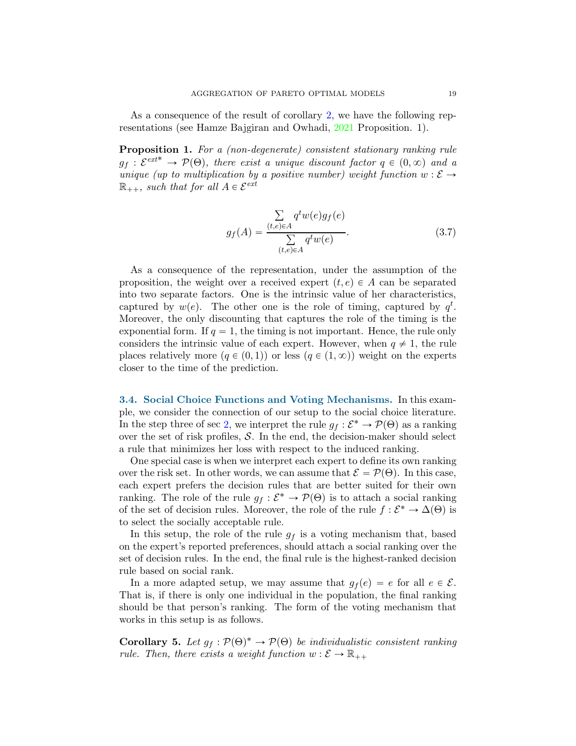As a consequence of the result of corollary 2, we have the following representations (see Hamze Bajgiran and Owhadi, 2021 Proposition. 1).

**Proposition 1.** *For a (non-degenerate) consistent stationary ranking rule $g_f : \mathcal{E}^{ext*} \to \mathcal{P}(\Theta)$, there exist a unique discount factor $q \in (0, \infty)$ and a unique (up to multiplication by a positive number) weight function $w : \mathcal{E} \to \mathbb{R}_{++}$, such that for all $A \in \mathcal{E}^{ext}$*

$$
g_f(A) = \frac{\sum\limits_{(t,e)\in A} q^t w(e) g_f(e)}{\sum\limits_{(t,e)\in A} q^t w(e)}. \tag{3.7}
$$

As a consequence of the representation, under the assumption of the proposition, the weight over a received expert $(t, e) \in A$ can be separated into two separate factors. One is the intrinsic value of her characteristics, captured by $w(e)$. The other one is the role of timing, captured by $q^t$. Moreover, the only discounting that captures the role of the timing is the exponential form. If $q = 1$, the timing is not important. Hence, the rule only considers the intrinsic value of each expert. However, when $q \neq 1$, the rule places relatively more ($q \in (0, 1)$) or less ($q \in (1, \infty)$) weight on the experts closer to the time of the prediction.

### 3.4. Social Choice Functions and Voting Mechanisms.

In this example, we consider the connection of our setup to the social choice literature. In the step three of sec 2, we interpret the rule $g_f : \mathcal{E}^* \to \mathcal{P}(\Theta)$ as a ranking over the set of risk profiles, $\mathcal{S}$. In the end, the decision-maker should select a rule that minimizes her loss with respect to the induced ranking.

One special case is when we interpret each expert to define its own ranking over the risk set. In other words, we can assume that $\mathcal{E} = \mathcal{P}(\Theta)$. In this case, each expert prefers the decision rules that are better suited for their own ranking. The role of the rule $g_f : \mathcal{E}^* \to \mathcal{P}(\Theta)$ is to attach a social ranking of the set of decision rules. Moreover, the role of the rule $f : \mathcal{E}^* \to \Delta(\Theta)$ is to select the socially acceptable rule.

In this setup, the role of the rule $g_f$ is a voting mechanism that, based on the expert's reported preferences, should attach a social ranking over the set of decision rules. In the end, the final rule is the highest-ranked decision rule based on social rank.

In a more adapted setup, we may assume that $g_f(e) = e$ for all $e \in \mathcal{E}$. That is, if there is only one individual in the population, the final ranking should be that person's ranking. The form of the voting mechanism that works in this setup is as follows.

**Corollary 5.** *Let $g_f : \mathcal{P}(\Theta)^* \to \mathcal{P}(\Theta)$ be individualistic consistent ranking rule. Then, there exists a weight function $w : \mathcal{E} \to \mathbb{R}_{++}$*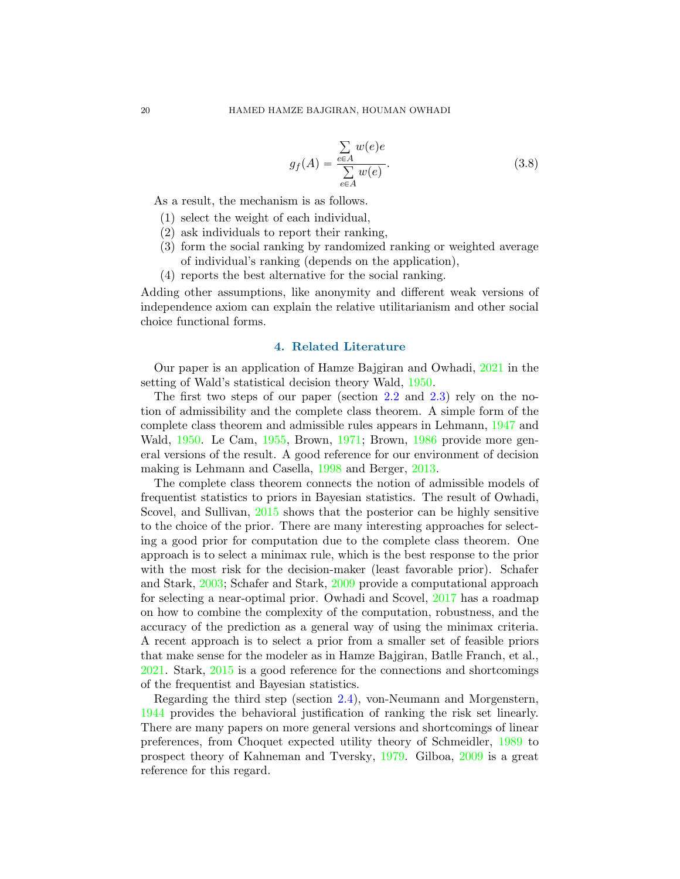$$g_f(A) = \frac{\sum\limits_{e \in A} w(e)e}{\sum\limits_{e \in A} w(e)}. \tag{3.8}$$

As a result, the mechanism is as follows.

1. select the weight of each individual,
2. ask individuals to report their ranking,
3. form the social ranking by randomized ranking or weighted average of individual's ranking (depends on the application),
4. reports the best alternative for the social ranking.

Adding other assumptions, like anonymity and different weak versions of independence axiom can explain the relative utilitarianism and other social choice functional forms.

## 4. Related Literature

Our paper is an application of Hamze Bajgiran and Owhadi, 2021 in the setting of Wald's statistical decision theory Wald, 1950.

The first two steps of our paper (section 2.2 and 2.3) rely on the notion of admissibility and the complete class theorem. A simple form of the complete class theorem and admissible rules appears in Lehmann, 1947 and Wald, 1950. Le Cam, 1955, Brown, 1971; Brown, 1986 provide more general versions of the result. A good reference for our environment of decision making is Lehmann and Casella, 1998 and Berger, 2013.

The complete class theorem connects the notion of admissible models of frequentist statistics to priors in Bayesian statistics. The result of Owhadi, Scovel, and Sullivan, 2015 shows that the posterior can be highly sensitive to the choice of the prior. There are many interesting approaches for selecting a good prior for computation due to the complete class theorem. One approach is to select a minimax rule, which is the best response to the prior with the most risk for the decision-maker (least favorable prior). Schafer and Stark, 2003; Schafer and Stark, 2009 provide a computational approach for selecting a near-optimal prior. Owhadi and Scovel, 2017 has a roadmap on how to combine the complexity of the computation, robustness, and the accuracy of the prediction as a general way of using the minimax criteria. A recent approach is to select a prior from a smaller set of feasible priors that make sense for the modeler as in Hamze Bajgiran, Batlle Franch, et al., 2021. Stark, 2015 is a good reference for the connections and shortcomings of the frequentist and Bayesian statistics.

Regarding the third step (section 2.4), von-Neumann and Morgenstern, 1944 provides the behavioral justification of ranking the risk set linearly. There are many papers on more general versions and shortcomings of linear preferences, from Choquet expected utility theory of Schmeidler, 1989 to prospect theory of Kahneman and Tversky, 1979. Gilboa, 2009 is a great reference for this regard.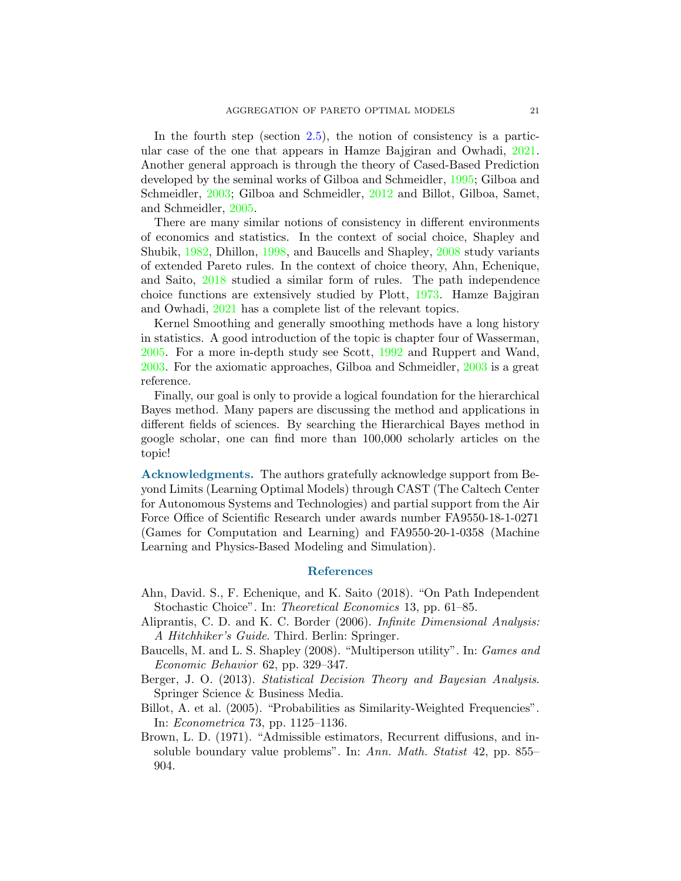In the fourth step (section 2.5), the notion of consistency is a particular case of the one that appears in Hamze Bajgiran and Owhadi, 2021. Another general approach is through the theory of Cased-Based Prediction developed by the seminal works of Gilboa and Schmeidler, 1995; Gilboa and Schmeidler, 2003; Gilboa and Schmeidler, 2012 and Billot, Gilboa, Samet, and Schmeidler, 2005.

There are many similar notions of consistency in different environments of economics and statistics. In the context of social choice, Shapley and Shubik, 1982, Dhillon, 1998, and Baucells and Shapley, 2008 study variants of extended Pareto rules. In the context of choice theory, Ahn, Echenique, and Saito, 2018 studied a similar form of rules. The path independence choice functions are extensively studied by Plott, 1973. Hamze Bajgiran and Owhadi, 2021 has a complete list of the relevant topics.

Kernel Smoothing and generally smoothing methods have a long history in statistics. A good introduction of the topic is chapter four of Wasserman, 2005. For a more in-depth study see Scott, 1992 and Ruppert and Wand, 2003. For the axiomatic approaches, Gilboa and Schmeidler, 2003 is a great reference.

Finally, our goal is only to provide a logical foundation for the hierarchical Bayes method. Many papers are discussing the method and applications in different fields of sciences. By searching the Hierarchical Bayes method in google scholar, one can find more than 100,000 scholarly articles on the topic!

**Acknowledgments.** The authors gratefully acknowledge support from Beyond Limits (Learning Optimal Models) through CAST (The Caltech Center for Autonomous Systems and Technologies) and partial support from the Air Force Office of Scientific Research under awards number FA9550-18-1-0271 (Games for Computation and Learning) and FA9550-20-1-0358 (Machine Learning and Physics-Based Modeling and Simulation).

## References

Ahn, David. S., F. Echenique, and K. Saito (2018). "On Path Independent Stochastic Choice". In: *Theoretical Economics* 13, pp. 61–85.

Aliprantis, C. D. and K. C. Border (2006). *Infinite Dimensional Analysis: A Hitchhiker's Guide*. Third. Berlin: Springer.

Baucells, M. and L. S. Shapley (2008). "Multiperson utility". In: *Games and Economic Behavior* 62, pp. 329–347.

Berger, J. O. (2013). *Statistical Decision Theory and Bayesian Analysis*. Springer Science & Business Media.

Billot, A. et al. (2005). "Probabilities as Similarity-Weighted Frequencies". In: *Econometrica* 73, pp. 1125–1136.

Brown, L. D. (1971). "Admissible estimators, Recurrent diffusions, and insoluble boundary value problems". In: *Ann. Math. Statist* 42, pp. 855–904.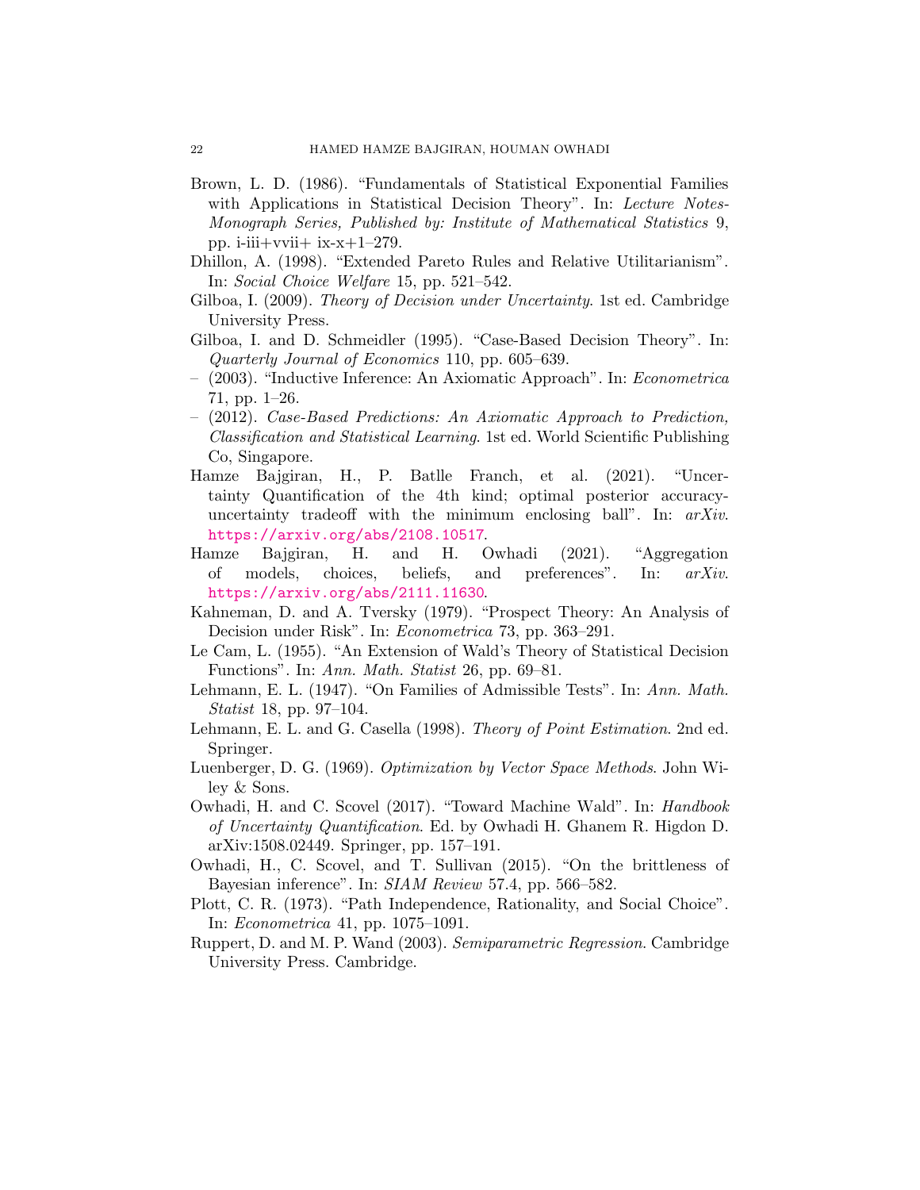Brown, L. D. (1986). "Fundamentals of Statistical Exponential Families with Applications in Statistical Decision Theory". In: *Lecture Notes-Monograph Series, Published by: Institute of Mathematical Statistics* 9, pp. i-iii+vvii+ ix-x+1–279.

Dhillon, A. (1998). "Extended Pareto Rules and Relative Utilitarianism". In: *Social Choice Welfare* 15, pp. 521–542.

Gilboa, I. (2009). *Theory of Decision under Uncertainty*. 1st ed. Cambridge University Press.

Gilboa, I. and D. Schmeidler (1995). "Case-Based Decision Theory". In: *Quarterly Journal of Economics* 110, pp. 605–639.

– (2003). "Inductive Inference: An Axiomatic Approach". In: *Econometrica* 71, pp. 1–26.

– (2012). *Case-Based Predictions: An Axiomatic Approach to Prediction, Classification and Statistical Learning*. 1st ed. World Scientific Publishing Co, Singapore.

Hamze Bajgiran, H., P. Batlle Franch, et al. (2021). "Uncertainty Quantification of the 4th kind; optimal posterior accuracy-uncertainty tradeoff with the minimum enclosing ball". In: *arXiv*. https://arxiv.org/abs/2108.10517.

Hamze Bajgiran, H. and H. Owhadi (2021). "Aggregation of models, choices, beliefs, and preferences". In: *arXiv*. https://arxiv.org/abs/2111.11630.

Kahneman, D. and A. Tversky (1979). "Prospect Theory: An Analysis of Decision under Risk". In: *Econometrica* 73, pp. 363–291.

Le Cam, L. (1955). "An Extension of Wald's Theory of Statistical Decision Functions". In: *Ann. Math. Statist* 26, pp. 69–81.

Lehmann, E. L. (1947). "On Families of Admissible Tests". In: *Ann. Math. Statist* 18, pp. 97–104.

Lehmann, E. L. and G. Casella (1998). *Theory of Point Estimation*. 2nd ed. Springer.

Luenberger, D. G. (1969). *Optimization by Vector Space Methods*. John Wiley & Sons.

Owhadi, H. and C. Scovel (2017). "Toward Machine Wald". In: *Handbook of Uncertainty Quantification*. Ed. by Owhadi H. Ghanem R. Higdon D. arXiv:1508.02449. Springer, pp. 157–191.

Owhadi, H., C. Scovel, and T. Sullivan (2015). "On the brittleness of Bayesian inference". In: *SIAM Review* 57.4, pp. 566–582.

Plott, C. R. (1973). "Path Independence, Rationality, and Social Choice". In: *Econometrica* 41, pp. 1075–1091.

Ruppert, D. and M. P. Wand (2003). *Semiparametric Regression*. Cambridge University Press. Cambridge.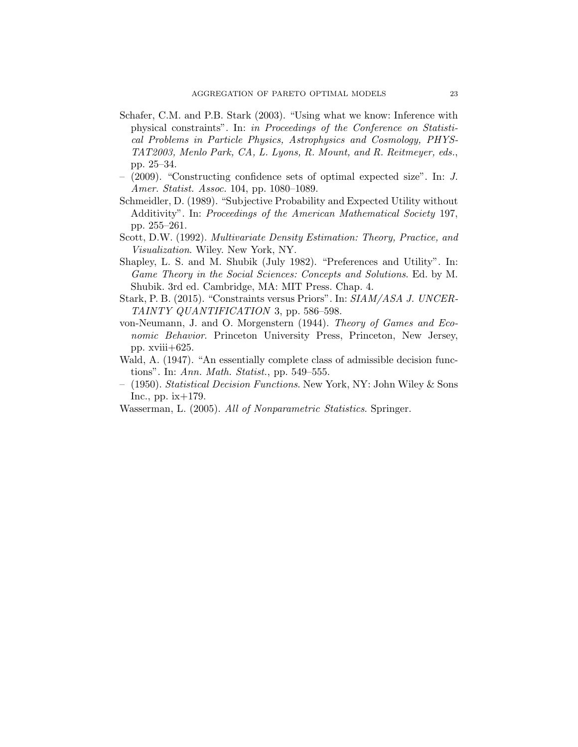Schafer, C.M. and P.B. Stark (2003). "Using what we know: Inference with physical constraints". In: *in Proceedings of the Conference on Statistical Problems in Particle Physics, Astrophysics and Cosmology, PHYSTAT2003, Menlo Park, CA, L. Lyons, R. Mount, and R. Reitmeyer, eds.*, pp. 25–34.

– (2009). "Constructing confidence sets of optimal expected size". In: *J. Amer. Statist. Assoc.* 104, pp. 1080–1089.

Schmeidler, D. (1989). "Subjective Probability and Expected Utility without Additivity". In: *Proceedings of the American Mathematical Society* 197, pp. 255–261.

Scott, D.W. (1992). *Multivariate Density Estimation: Theory, Practice, and Visualization*. Wiley. New York, NY.

Shapley, L. S. and M. Shubik (July 1982). "Preferences and Utility". In: *Game Theory in the Social Sciences: Concepts and Solutions*. Ed. by M. Shubik. 3rd ed. Cambridge, MA: MIT Press. Chap. 4.

Stark, P. B. (2015). "Constraints versus Priors". In: *SIAM/ASA J. UNCERTAINTY QUANTIFICATION* 3, pp. 586–598.

von-Neumann, J. and O. Morgenstern (1944). *Theory of Games and Economic Behavior*. Princeton University Press, Princeton, New Jersey, pp. xviii+625.

Wald, A. (1947). "An essentially complete class of admissible decision functions". In: *Ann. Math. Statist.*, pp. 549–555.

– (1950). *Statistical Decision Functions*. New York, NY: John Wiley & Sons Inc., pp. ix+179.

Wasserman, L. (2005). *All of Nonparametric Statistics*. Springer.